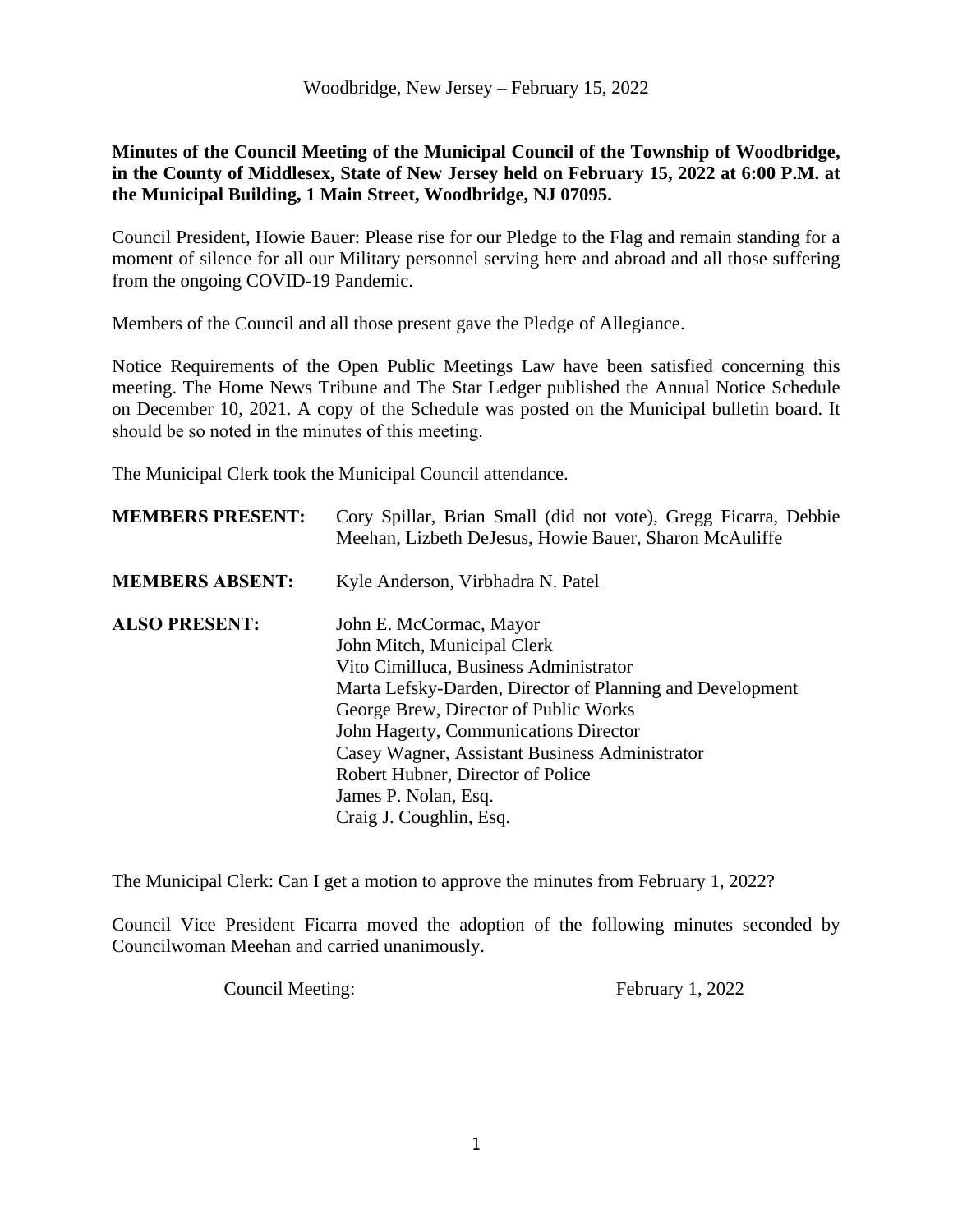Woodbridge, New Jersey – February 15, 2022

**Minutes of the Council Meeting of the Municipal Council of the Township of Woodbridge, in the County of Middlesex, State of New Jersey held on February 15, 2022 at 6:00 P.M. at the Municipal Building, 1 Main Street, Woodbridge, NJ 07095.**

Council President, Howie Bauer: Please rise for our Pledge to the Flag and remain standing for a moment of silence for all our Military personnel serving here and abroad and all those suffering from the ongoing COVID-19 Pandemic.

Members of the Council and all those present gave the Pledge of Allegiance.

Notice Requirements of the Open Public Meetings Law have been satisfied concerning this meeting. The Home News Tribune and The Star Ledger published the Annual Notice Schedule on December 10, 2021. A copy of the Schedule was posted on the Municipal bulletin board. It should be so noted in the minutes of this meeting.

The Municipal Clerk took the Municipal Council attendance.

**MEMBERS PRESENT:** Cory Spillar, Brian Small (did not vote), Gregg Ficarra, Debbie Meehan, Lizbeth DeJesus, Howie Bauer, Sharon McAuliffe

**MEMBERS ABSENT:** Kyle Anderson, Virbhadra N. Patel

**ALSO PRESENT:**
John E. McCormac, Mayor
John Mitch, Municipal Clerk
Vito Cimilluca, Business Administrator
Marta Lefsky-Darden, Director of Planning and Development
George Brew, Director of Public Works
John Hagerty, Communications Director
Casey Wagner, Assistant Business Administrator
Robert Hubner, Director of Police
James P. Nolan, Esq.
Craig J. Coughlin, Esq.

The Municipal Clerk: Can I get a motion to approve the minutes from February 1, 2022?

Council Vice President Ficarra moved the adoption of the following minutes seconded by Councilwoman Meehan and carried unanimously.

Council Meeting: February 1, 2022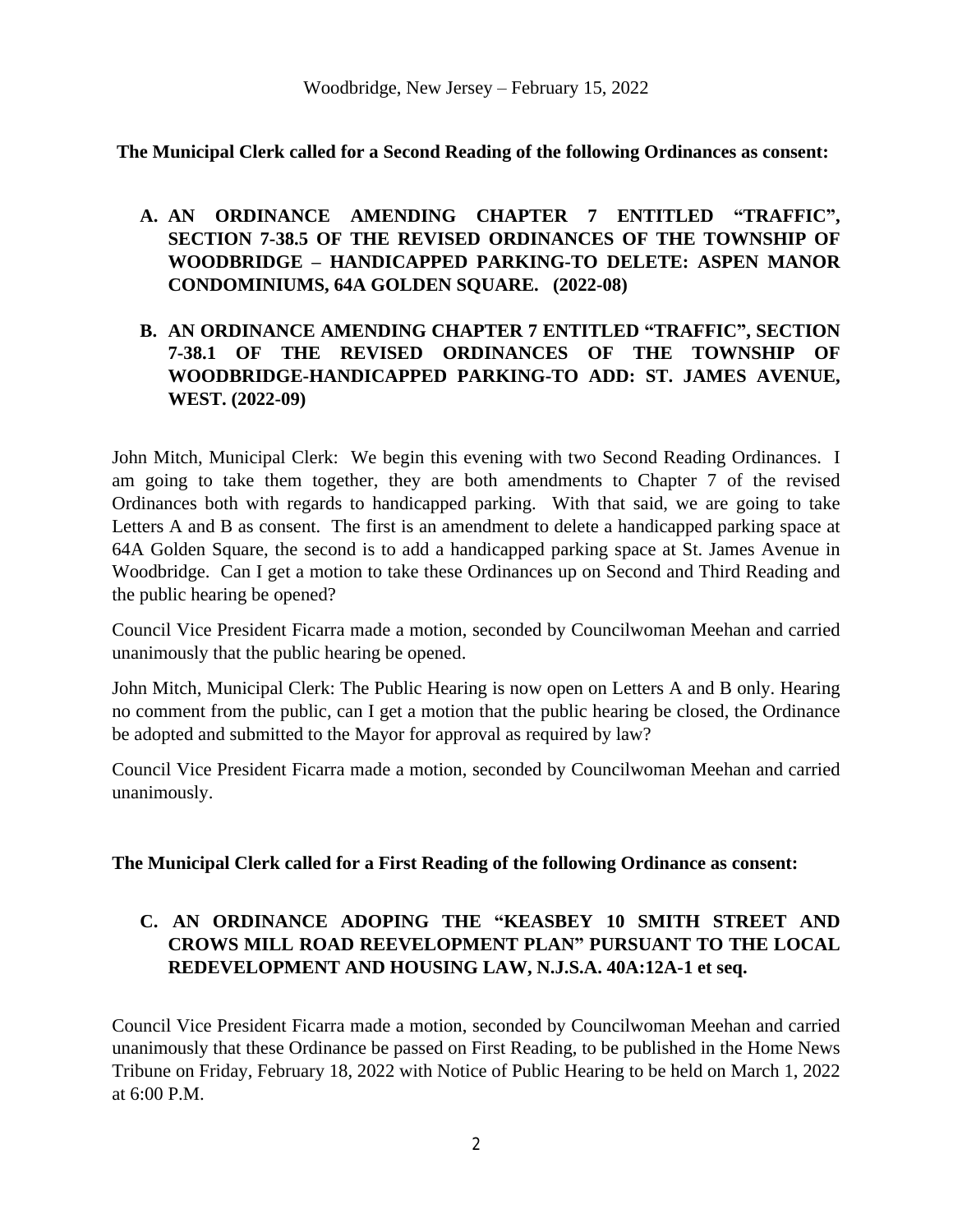Woodbridge, New Jersey – February 15, 2022

**The Municipal Clerk called for a Second Reading of the following Ordinances as consent:**

**A. AN ORDINANCE AMENDING CHAPTER 7 ENTITLED "TRAFFIC", SECTION 7-38.5 OF THE REVISED ORDINANCES OF THE TOWNSHIP OF WOODBRIDGE – HANDICAPPED PARKING-TO DELETE: ASPEN MANOR CONDOMINIUMS, 64A GOLDEN SQUARE. (2022-08)**

**B. AN ORDINANCE AMENDING CHAPTER 7 ENTITLED "TRAFFIC", SECTION 7-38.1 OF THE REVISED ORDINANCES OF THE TOWNSHIP OF WOODBRIDGE-HANDICAPPED PARKING-TO ADD: ST. JAMES AVENUE, WEST. (2022-09)**

John Mitch, Municipal Clerk: We begin this evening with two Second Reading Ordinances. I am going to take them together, they are both amendments to Chapter 7 of the revised Ordinances both with regards to handicapped parking. With that said, we are going to take Letters A and B as consent. The first is an amendment to delete a handicapped parking space at 64A Golden Square, the second is to add a handicapped parking space at St. James Avenue in Woodbridge. Can I get a motion to take these Ordinances up on Second and Third Reading and the public hearing be opened?

Council Vice President Ficarra made a motion, seconded by Councilwoman Meehan and carried unanimously that the public hearing be opened.

John Mitch, Municipal Clerk: The Public Hearing is now open on Letters A and B only. Hearing no comment from the public, can I get a motion that the public hearing be closed, the Ordinance be adopted and submitted to the Mayor for approval as required by law?

Council Vice President Ficarra made a motion, seconded by Councilwoman Meehan and carried unanimously.

**The Municipal Clerk called for a First Reading of the following Ordinance as consent:**

**C. AN ORDINANCE ADOPING THE "KEASBEY 10 SMITH STREET AND CROWS MILL ROAD REEVELOPMENT PLAN" PURSUANT TO THE LOCAL REDEVELOPMENT AND HOUSING LAW, N.J.S.A. 40A:12A-1 et seq.**

Council Vice President Ficarra made a motion, seconded by Councilwoman Meehan and carried unanimously that these Ordinance be passed on First Reading, to be published in the Home News Tribune on Friday, February 18, 2022 with Notice of Public Hearing to be held on March 1, 2022 at 6:00 P.M.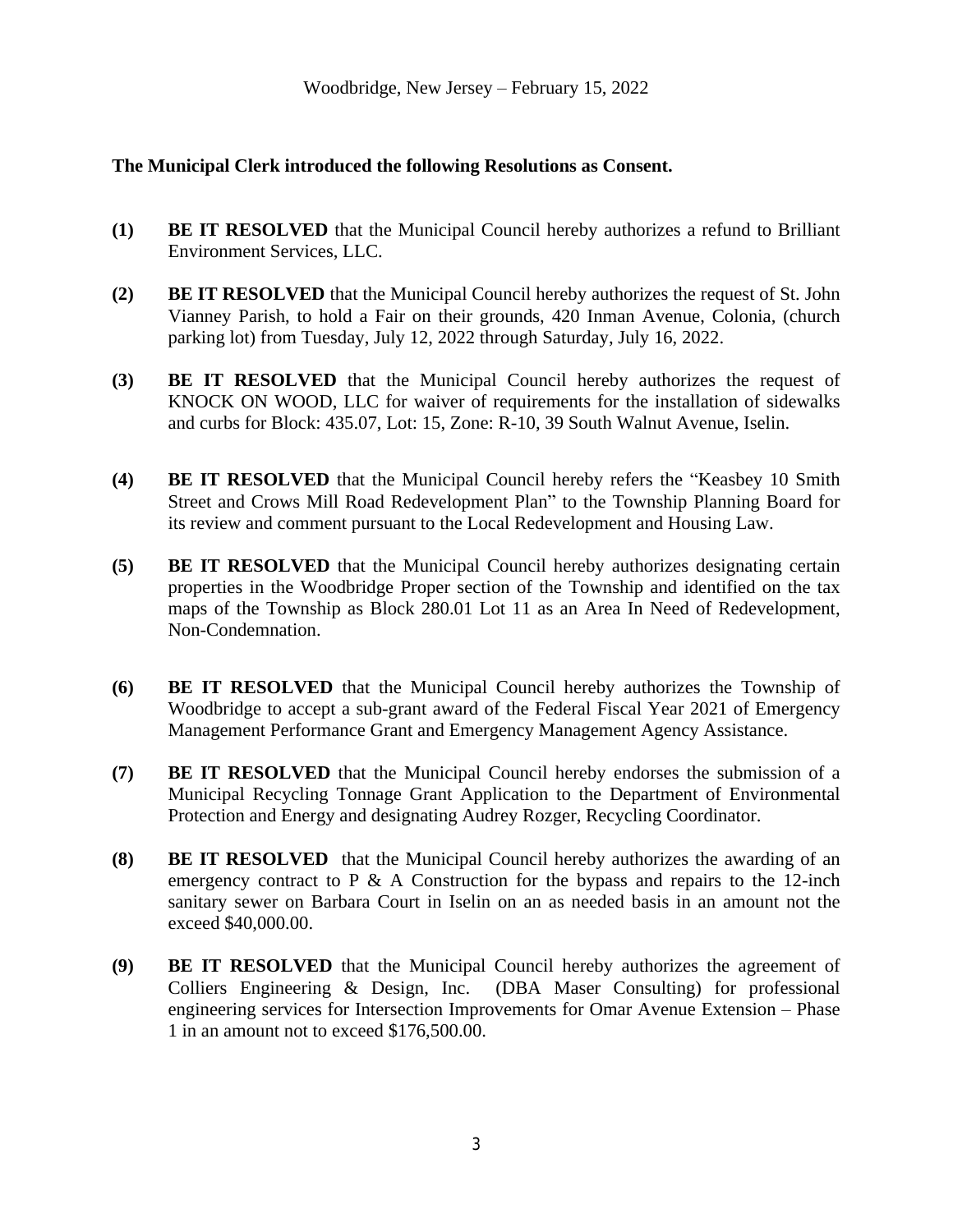Woodbridge, New Jersey – February 15, 2022

**The Municipal Clerk introduced the following Resolutions as Consent.**

**(1)** **BE IT RESOLVED** that the Municipal Council hereby authorizes a refund to Brilliant Environment Services, LLC.

**(2)** **BE IT RESOLVED** that the Municipal Council hereby authorizes the request of St. John Vianney Parish, to hold a Fair on their grounds, 420 Inman Avenue, Colonia, (church parking lot) from Tuesday, July 12, 2022 through Saturday, July 16, 2022.

**(3)** **BE IT RESOLVED** that the Municipal Council hereby authorizes the request of KNOCK ON WOOD, LLC for waiver of requirements for the installation of sidewalks and curbs for Block: 435.07, Lot: 15, Zone: R-10, 39 South Walnut Avenue, Iselin.

**(4)** **BE IT RESOLVED** that the Municipal Council hereby refers the "Keasbey 10 Smith Street and Crows Mill Road Redevelopment Plan" to the Township Planning Board for its review and comment pursuant to the Local Redevelopment and Housing Law.

**(5)** **BE IT RESOLVED** that the Municipal Council hereby authorizes designating certain properties in the Woodbridge Proper section of the Township and identified on the tax maps of the Township as Block 280.01 Lot 11 as an Area In Need of Redevelopment, Non-Condemnation.

**(6)** **BE IT RESOLVED** that the Municipal Council hereby authorizes the Township of Woodbridge to accept a sub-grant award of the Federal Fiscal Year 2021 of Emergency Management Performance Grant and Emergency Management Agency Assistance.

**(7)** **BE IT RESOLVED** that the Municipal Council hereby endorses the submission of a Municipal Recycling Tonnage Grant Application to the Department of Environmental Protection and Energy and designating Audrey Rozger, Recycling Coordinator.

**(8)** **BE IT RESOLVED** that the Municipal Council hereby authorizes the awarding of an emergency contract to P & A Construction for the bypass and repairs to the 12-inch sanitary sewer on Barbara Court in Iselin on an as needed basis in an amount not the exceed $40,000.00.

**(9)** **BE IT RESOLVED** that the Municipal Council hereby authorizes the agreement of Colliers Engineering & Design, Inc. (DBA Maser Consulting) for professional engineering services for Intersection Improvements for Omar Avenue Extension – Phase 1 in an amount not to exceed $176,500.00.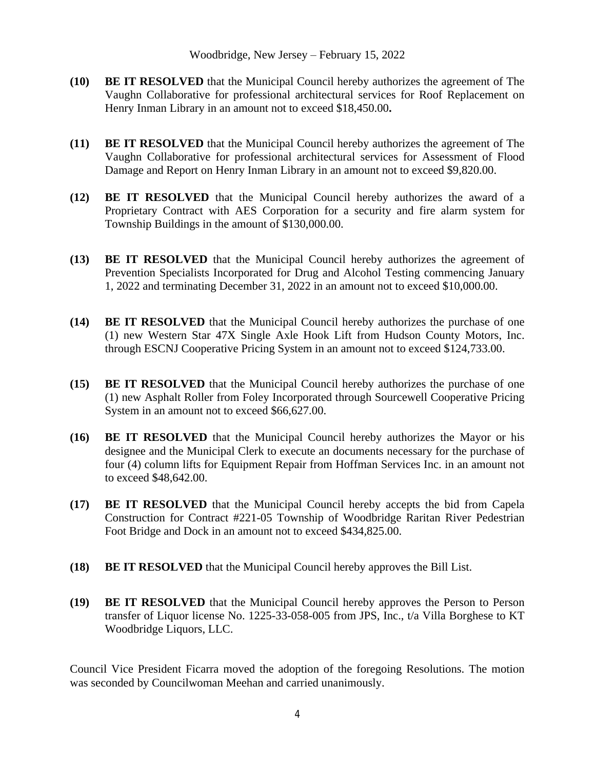**(10)** **BE IT RESOLVED** that the Municipal Council hereby authorizes the agreement of The Vaughn Collaborative for professional architectural services for Roof Replacement on Henry Inman Library in an amount not to exceed $18,450.00**.**

**(11)** **BE IT RESOLVED** that the Municipal Council hereby authorizes the agreement of The Vaughn Collaborative for professional architectural services for Assessment of Flood Damage and Report on Henry Inman Library in an amount not to exceed $9,820.00.

**(12)** **BE IT RESOLVED** that the Municipal Council hereby authorizes the award of a Proprietary Contract with AES Corporation for a security and fire alarm system for Township Buildings in the amount of $130,000.00.

**(13)** **BE IT RESOLVED** that the Municipal Council hereby authorizes the agreement of Prevention Specialists Incorporated for Drug and Alcohol Testing commencing January 1, 2022 and terminating December 31, 2022 in an amount not to exceed $10,000.00.

**(14)** **BE IT RESOLVED** that the Municipal Council hereby authorizes the purchase of one (1) new Western Star 47X Single Axle Hook Lift from Hudson County Motors, Inc. through ESCNJ Cooperative Pricing System in an amount not to exceed $124,733.00.

**(15)** **BE IT RESOLVED** that the Municipal Council hereby authorizes the purchase of one (1) new Asphalt Roller from Foley Incorporated through Sourcewell Cooperative Pricing System in an amount not to exceed $66,627.00.

**(16)** **BE IT RESOLVED** that the Municipal Council hereby authorizes the Mayor or his designee and the Municipal Clerk to execute an documents necessary for the purchase of four (4) column lifts for Equipment Repair from Hoffman Services Inc. in an amount not to exceed $48,642.00.

**(17)** **BE IT RESOLVED** that the Municipal Council hereby accepts the bid from Capela Construction for Contract #221-05 Township of Woodbridge Raritan River Pedestrian Foot Bridge and Dock in an amount not to exceed $434,825.00.

**(18)** **BE IT RESOLVED** that the Municipal Council hereby approves the Bill List.

**(19)** **BE IT RESOLVED** that the Municipal Council hereby approves the Person to Person transfer of Liquor license No. 1225-33-058-005 from JPS, Inc., t/a Villa Borghese to KT Woodbridge Liquors, LLC.

Council Vice President Ficarra moved the adoption of the foregoing Resolutions. The motion was seconded by Councilwoman Meehan and carried unanimously.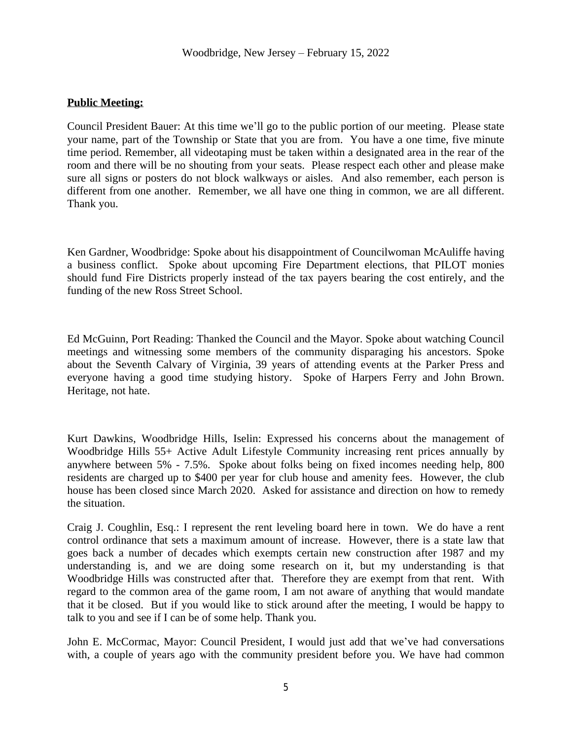**Public Meeting:**

Council President Bauer: At this time we'll go to the public portion of our meeting. Please state your name, part of the Township or State that you are from. You have a one time, five minute time period. Remember, all videotaping must be taken within a designated area in the rear of the room and there will be no shouting from your seats. Please respect each other and please make sure all signs or posters do not block walkways or aisles. And also remember, each person is different from one another. Remember, we all have one thing in common, we are all different. Thank you.

Ken Gardner, Woodbridge: Spoke about his disappointment of Councilwoman McAuliffe having a business conflict. Spoke about upcoming Fire Department elections, that PILOT monies should fund Fire Districts properly instead of the tax payers bearing the cost entirely, and the funding of the new Ross Street School.

Ed McGuinn, Port Reading: Thanked the Council and the Mayor. Spoke about watching Council meetings and witnessing some members of the community disparaging his ancestors. Spoke about the Seventh Calvary of Virginia, 39 years of attending events at the Parker Press and everyone having a good time studying history. Spoke of Harpers Ferry and John Brown. Heritage, not hate.

Kurt Dawkins, Woodbridge Hills, Iselin: Expressed his concerns about the management of Woodbridge Hills 55+ Active Adult Lifestyle Community increasing rent prices annually by anywhere between 5% - 7.5%. Spoke about folks being on fixed incomes needing help, 800 residents are charged up to $400 per year for club house and amenity fees. However, the club house has been closed since March 2020. Asked for assistance and direction on how to remedy the situation.

Craig J. Coughlin, Esq.: I represent the rent leveling board here in town. We do have a rent control ordinance that sets a maximum amount of increase. However, there is a state law that goes back a number of decades which exempts certain new construction after 1987 and my understanding is, and we are doing some research on it, but my understanding is that Woodbridge Hills was constructed after that. Therefore they are exempt from that rent. With regard to the common area of the game room, I am not aware of anything that would mandate that it be closed. But if you would like to stick around after the meeting, I would be happy to talk to you and see if I can be of some help. Thank you.

John E. McCormac, Mayor: Council President, I would just add that we've had conversations with, a couple of years ago with the community president before you. We have had common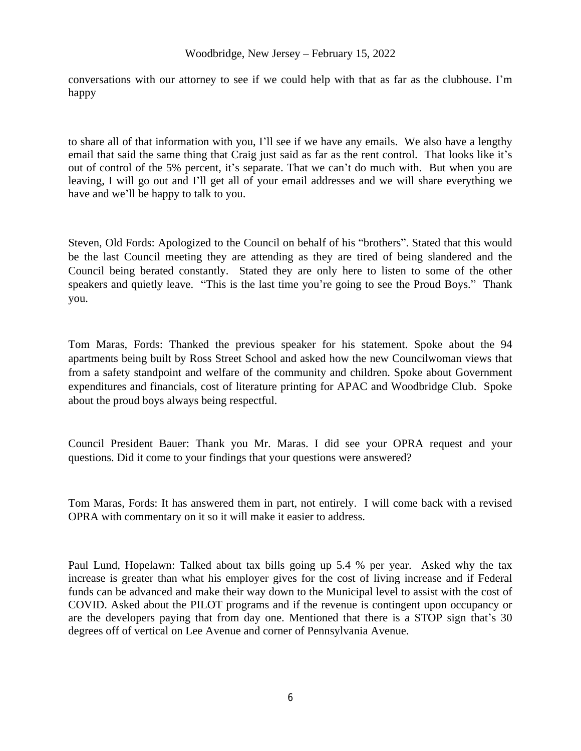conversations with our attorney to see if we could help with that as far as the clubhouse. I'm happy

to share all of that information with you, I'll see if we have any emails. We also have a lengthy email that said the same thing that Craig just said as far as the rent control. That looks like it's out of control of the 5% percent, it's separate. That we can't do much with. But when you are leaving, I will go out and I'll get all of your email addresses and we will share everything we have and we'll be happy to talk to you.

Steven, Old Fords: Apologized to the Council on behalf of his "brothers". Stated that this would be the last Council meeting they are attending as they are tired of being slandered and the Council being berated constantly. Stated they are only here to listen to some of the other speakers and quietly leave. "This is the last time you're going to see the Proud Boys." Thank you.

Tom Maras, Fords: Thanked the previous speaker for his statement. Spoke about the 94 apartments being built by Ross Street School and asked how the new Councilwoman views that from a safety standpoint and welfare of the community and children. Spoke about Government expenditures and financials, cost of literature printing for APAC and Woodbridge Club. Spoke about the proud boys always being respectful.

Council President Bauer: Thank you Mr. Maras. I did see your OPRA request and your questions. Did it come to your findings that your questions were answered?

Tom Maras, Fords: It has answered them in part, not entirely. I will come back with a revised OPRA with commentary on it so it will make it easier to address.

Paul Lund, Hopelawn: Talked about tax bills going up 5.4 % per year. Asked why the tax increase is greater than what his employer gives for the cost of living increase and if Federal funds can be advanced and make their way down to the Municipal level to assist with the cost of COVID. Asked about the PILOT programs and if the revenue is contingent upon occupancy or are the developers paying that from day one. Mentioned that there is a STOP sign that's 30 degrees off of vertical on Lee Avenue and corner of Pennsylvania Avenue.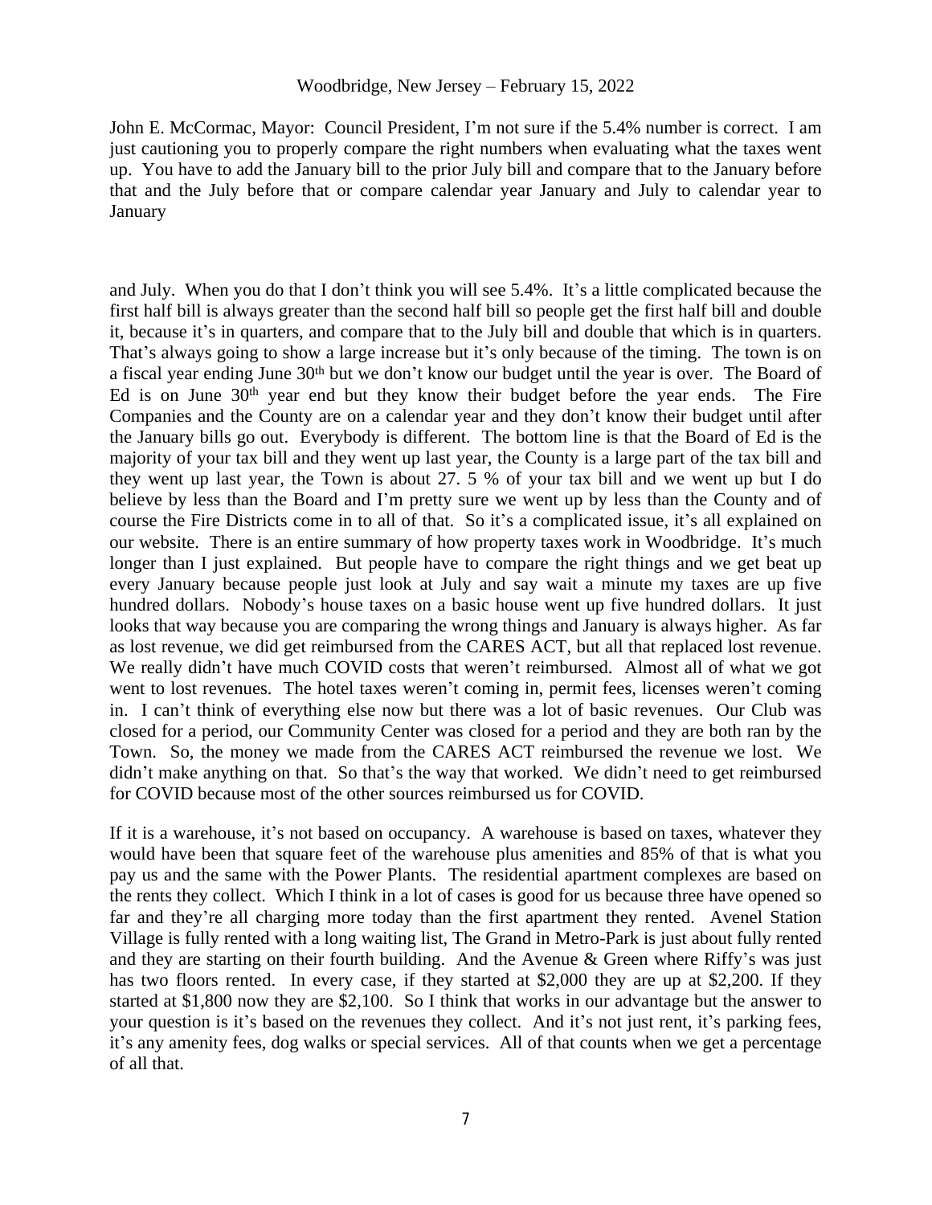John E. McCormac, Mayor: Council President, I'm not sure if the 5.4% number is correct. I am just cautioning you to properly compare the right numbers when evaluating what the taxes went up. You have to add the January bill to the prior July bill and compare that to the January before that and the July before that or compare calendar year January and July to calendar year to January

and July. When you do that I don't think you will see 5.4%. It's a little complicated because the first half bill is always greater than the second half bill so people get the first half bill and double it, because it's in quarters, and compare that to the July bill and double that which is in quarters. That's always going to show a large increase but it's only because of the timing. The town is on a fiscal year ending June 30th but we don't know our budget until the year is over. The Board of Ed is on June 30th year end but they know their budget before the year ends. The Fire Companies and the County are on a calendar year and they don't know their budget until after the January bills go out. Everybody is different. The bottom line is that the Board of Ed is the majority of your tax bill and they went up last year, the County is a large part of the tax bill and they went up last year, the Town is about 27. 5 % of your tax bill and we went up but I do believe by less than the Board and I'm pretty sure we went up by less than the County and of course the Fire Districts come in to all of that. So it's a complicated issue, it's all explained on our website. There is an entire summary of how property taxes work in Woodbridge. It's much longer than I just explained. But people have to compare the right things and we get beat up every January because people just look at July and say wait a minute my taxes are up five hundred dollars. Nobody's house taxes on a basic house went up five hundred dollars. It just looks that way because you are comparing the wrong things and January is always higher. As far as lost revenue, we did get reimbursed from the CARES ACT, but all that replaced lost revenue. We really didn't have much COVID costs that weren't reimbursed. Almost all of what we got went to lost revenues. The hotel taxes weren't coming in, permit fees, licenses weren't coming in. I can't think of everything else now but there was a lot of basic revenues. Our Club was closed for a period, our Community Center was closed for a period and they are both ran by the Town. So, the money we made from the CARES ACT reimbursed the revenue we lost. We didn't make anything on that. So that's the way that worked. We didn't need to get reimbursed for COVID because most of the other sources reimbursed us for COVID.

If it is a warehouse, it's not based on occupancy. A warehouse is based on taxes, whatever they would have been that square feet of the warehouse plus amenities and 85% of that is what you pay us and the same with the Power Plants. The residential apartment complexes are based on the rents they collect. Which I think in a lot of cases is good for us because three have opened so far and they're all charging more today than the first apartment they rented. Avenel Station Village is fully rented with a long waiting list, The Grand in Metro-Park is just about fully rented and they are starting on their fourth building. And the Avenue & Green where Riffy's was just has two floors rented. In every case, if they started at $2,000 they are up at $2,200. If they started at $1,800 now they are $2,100. So I think that works in our advantage but the answer to your question is it's based on the revenues they collect. And it's not just rent, it's parking fees, it's any amenity fees, dog walks or special services. All of that counts when we get a percentage of all that.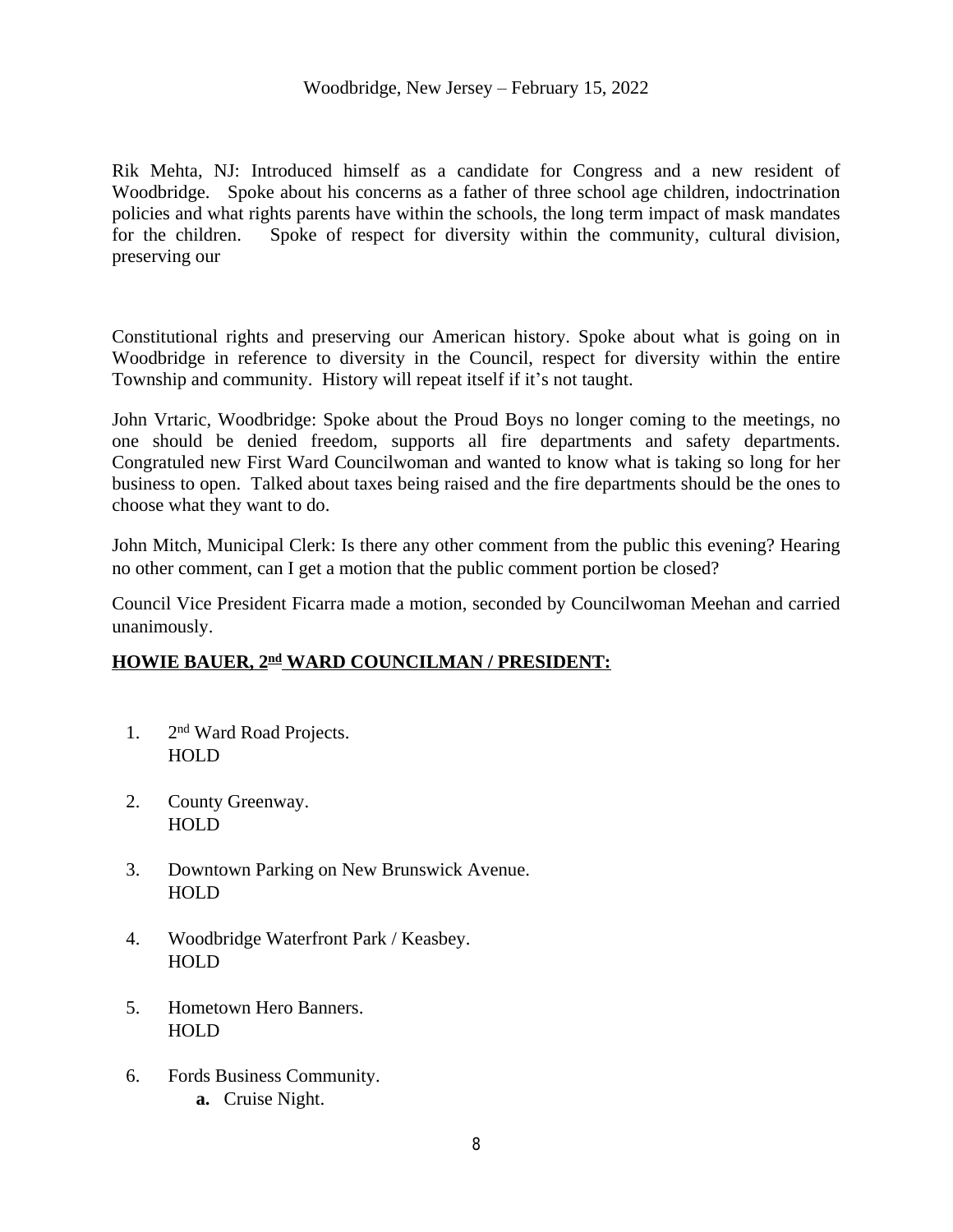Rik Mehta, NJ: Introduced himself as a candidate for Congress and a new resident of Woodbridge. Spoke about his concerns as a father of three school age children, indoctrination policies and what rights parents have within the schools, the long term impact of mask mandates for the children. Spoke of respect for diversity within the community, cultural division, preserving our

Constitutional rights and preserving our American history. Spoke about what is going on in Woodbridge in reference to diversity in the Council, respect for diversity within the entire Township and community. History will repeat itself if it's not taught.

John Vrtaric, Woodbridge: Spoke about the Proud Boys no longer coming to the meetings, no one should be denied freedom, supports all fire departments and safety departments. Congratuled new First Ward Councilwoman and wanted to know what is taking so long for her business to open. Talked about taxes being raised and the fire departments should be the ones to choose what they want to do.

John Mitch, Municipal Clerk: Is there any other comment from the public this evening? Hearing no other comment, can I get a motion that the public comment portion be closed?

Council Vice President Ficarra made a motion, seconded by Councilwoman Meehan and carried unanimously.

**HOWIE BAUER, 2nd WARD COUNCILMAN / PRESIDENT:**

1. 2nd Ward Road Projects.
   HOLD

2. County Greenway.
   HOLD

3. Downtown Parking on New Brunswick Avenue.
   HOLD

4. Woodbridge Waterfront Park / Keasbey.
   HOLD

5. Hometown Hero Banners.
   HOLD

6. Fords Business Community.
   **a.** Cruise Night.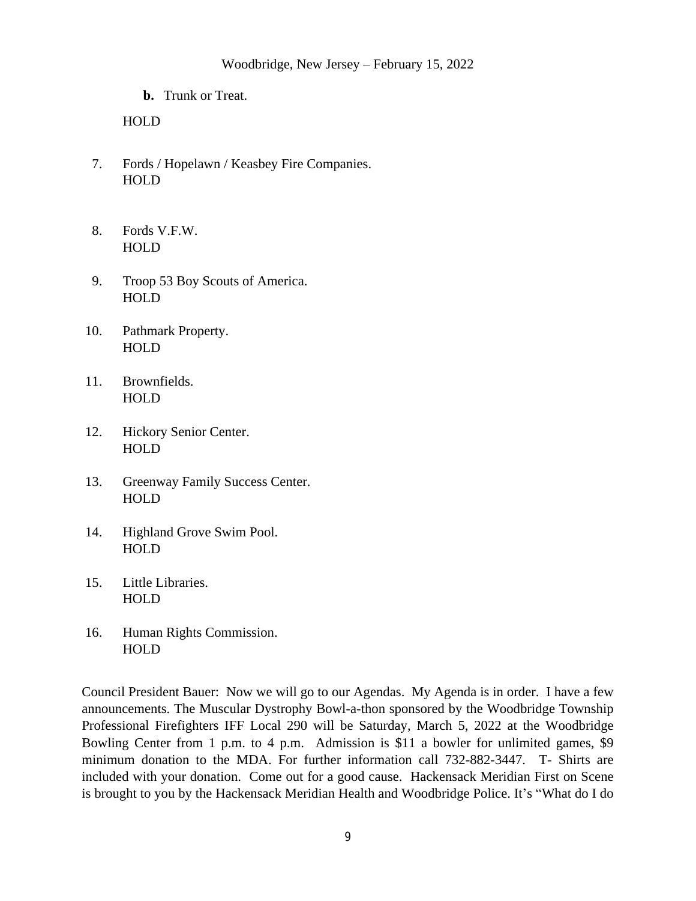**b.** Trunk or Treat.

HOLD

7. Fords / Hopelawn / Keasbey Fire Companies.
   HOLD

8. Fords V.F.W.
   HOLD

9. Troop 53 Boy Scouts of America.
   HOLD

10. Pathmark Property.
    HOLD

11. Brownfields.
    HOLD

12. Hickory Senior Center.
    HOLD

13. Greenway Family Success Center.
    HOLD

14. Highland Grove Swim Pool.
    HOLD

15. Little Libraries.
    HOLD

16. Human Rights Commission.
    HOLD

Council President Bauer: Now we will go to our Agendas. My Agenda is in order. I have a few announcements. The Muscular Dystrophy Bowl-a-thon sponsored by the Woodbridge Township Professional Firefighters IFF Local 290 will be Saturday, March 5, 2022 at the Woodbridge Bowling Center from 1 p.m. to 4 p.m. Admission is $11 a bowler for unlimited games, $9 minimum donation to the MDA. For further information call 732-882-3447. T- Shirts are included with your donation. Come out for a good cause. Hackensack Meridian First on Scene is brought to you by the Hackensack Meridian Health and Woodbridge Police. It's "What do I do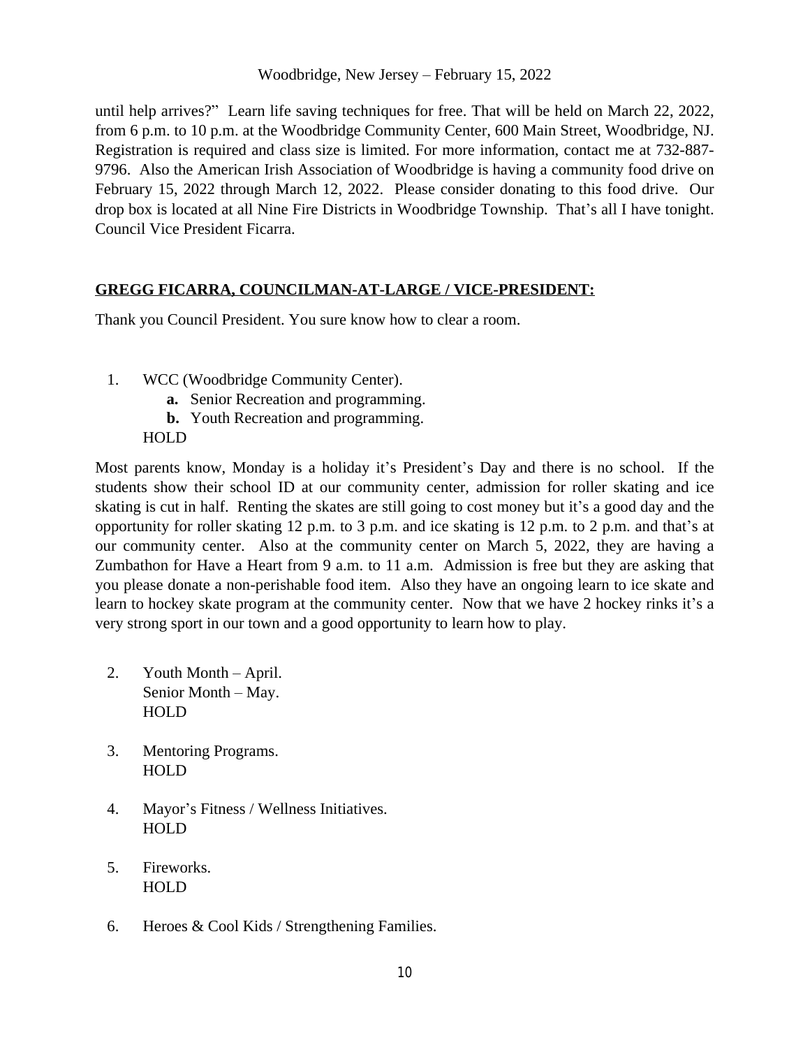until help arrives?" Learn life saving techniques for free. That will be held on March 22, 2022, from 6 p.m. to 10 p.m. at the Woodbridge Community Center, 600 Main Street, Woodbridge, NJ. Registration is required and class size is limited. For more information, contact me at 732-887-9796. Also the American Irish Association of Woodbridge is having a community food drive on February 15, 2022 through March 12, 2022. Please consider donating to this food drive. Our drop box is located at all Nine Fire Districts in Woodbridge Township. That's all I have tonight. Council Vice President Ficarra.

**GREGG FICARRA, COUNCILMAN-AT-LARGE / VICE-PRESIDENT:**

Thank you Council President. You sure know how to clear a room.

1. WCC (Woodbridge Community Center).
   - **a.** Senior Recreation and programming.
   - **b.** Youth Recreation and programming.

   HOLD

Most parents know, Monday is a holiday it's President's Day and there is no school. If the students show their school ID at our community center, admission for roller skating and ice skating is cut in half. Renting the skates are still going to cost money but it's a good day and the opportunity for roller skating 12 p.m. to 3 p.m. and ice skating is 12 p.m. to 2 p.m. and that's at our community center. Also at the community center on March 5, 2022, they are having a Zumbathon for Have a Heart from 9 a.m. to 11 a.m. Admission is free but they are asking that you please donate a non-perishable food item. Also they have an ongoing learn to ice skate and learn to hockey skate program at the community center. Now that we have 2 hockey rinks it's a very strong sport in our town and a good opportunity to learn how to play.

2. Youth Month – April.
   Senior Month – May.
   HOLD

3. Mentoring Programs.
   HOLD

4. Mayor's Fitness / Wellness Initiatives.
   HOLD

5. Fireworks.
   HOLD

6. Heroes & Cool Kids / Strengthening Families.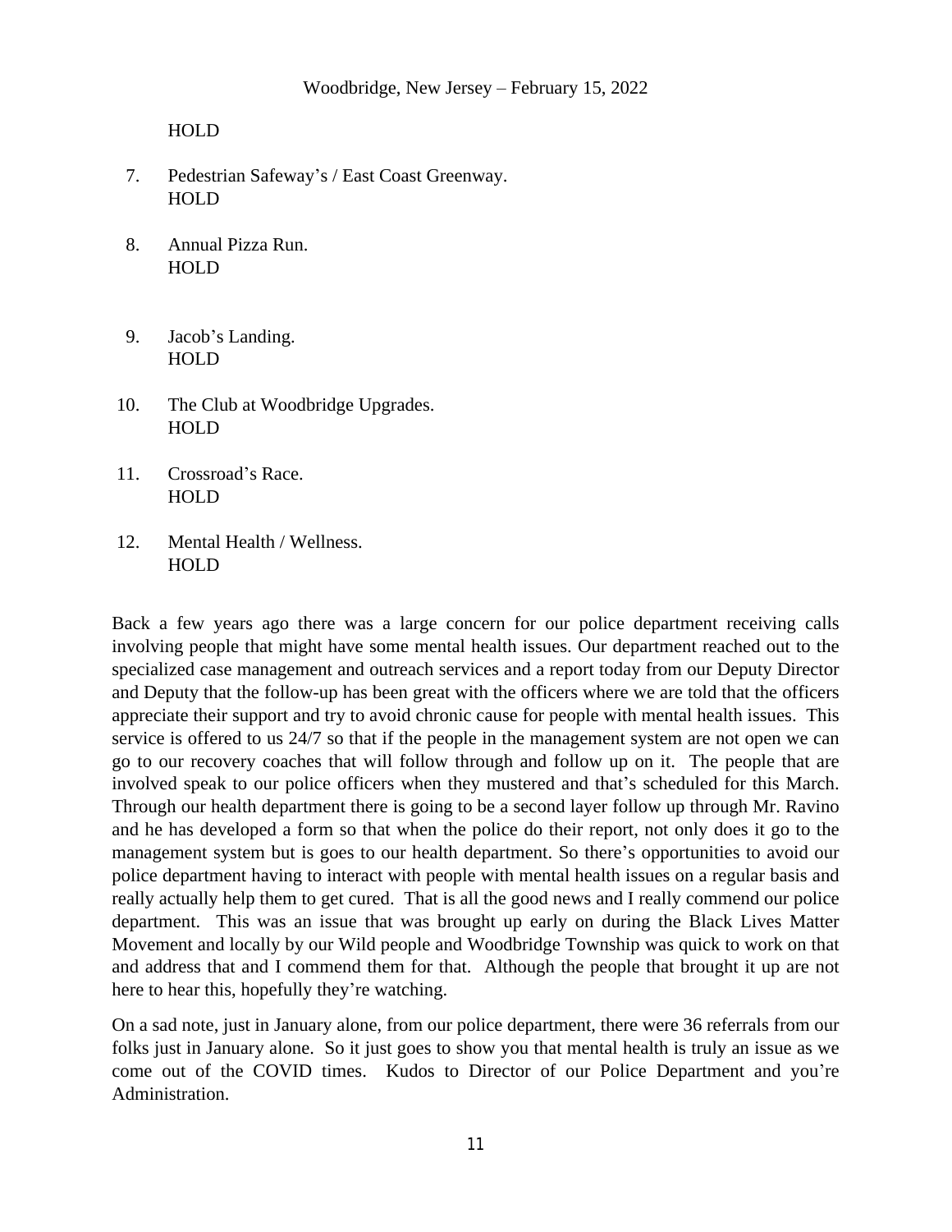HOLD

7. Pedestrian Safeway's / East Coast Greenway.
   HOLD

8. Annual Pizza Run.
   HOLD

9. Jacob's Landing.
   HOLD

10. The Club at Woodbridge Upgrades.
    HOLD

11. Crossroad's Race.
    HOLD

12. Mental Health / Wellness.
    HOLD

Back a few years ago there was a large concern for our police department receiving calls involving people that might have some mental health issues. Our department reached out to the specialized case management and outreach services and a report today from our Deputy Director and Deputy that the follow-up has been great with the officers where we are told that the officers appreciate their support and try to avoid chronic cause for people with mental health issues. This service is offered to us 24/7 so that if the people in the management system are not open we can go to our recovery coaches that will follow through and follow up on it. The people that are involved speak to our police officers when they mustered and that's scheduled for this March. Through our health department there is going to be a second layer follow up through Mr. Ravino and he has developed a form so that when the police do their report, not only does it go to the management system but is goes to our health department. So there's opportunities to avoid our police department having to interact with people with mental health issues on a regular basis and really actually help them to get cured. That is all the good news and I really commend our police department. This was an issue that was brought up early on during the Black Lives Matter Movement and locally by our Wild people and Woodbridge Township was quick to work on that and address that and I commend them for that. Although the people that brought it up are not here to hear this, hopefully they're watching.

On a sad note, just in January alone, from our police department, there were 36 referrals from our folks just in January alone. So it just goes to show you that mental health is truly an issue as we come out of the COVID times. Kudos to Director of our Police Department and you're Administration.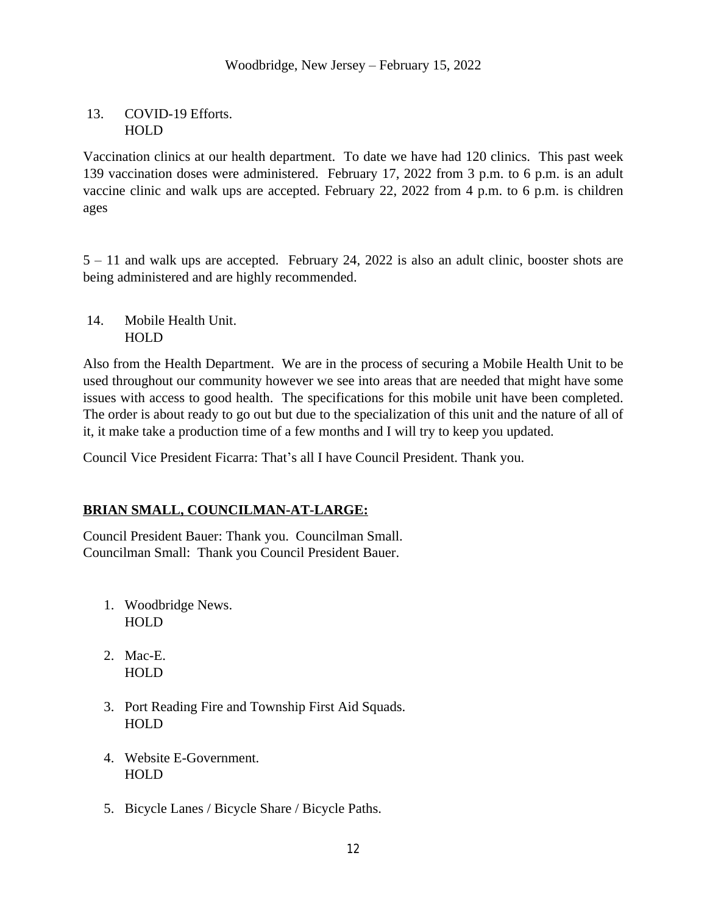13. COVID-19 Efforts.
    HOLD

Vaccination clinics at our health department. To date we have had 120 clinics. This past week 139 vaccination doses were administered. February 17, 2022 from 3 p.m. to 6 p.m. is an adult vaccine clinic and walk ups are accepted. February 22, 2022 from 4 p.m. to 6 p.m. is children ages

5 – 11 and walk ups are accepted. February 24, 2022 is also an adult clinic, booster shots are being administered and are highly recommended.

14. Mobile Health Unit.
    HOLD

Also from the Health Department. We are in the process of securing a Mobile Health Unit to be used throughout our community however we see into areas that are needed that might have some issues with access to good health. The specifications for this mobile unit have been completed. The order is about ready to go out but due to the specialization of this unit and the nature of all of it, it make take a production time of a few months and I will try to keep you updated.

Council Vice President Ficarra: That's all I have Council President. Thank you.

**BRIAN SMALL, COUNCILMAN-AT-LARGE:**

Council President Bauer: Thank you. Councilman Small.
Councilman Small: Thank you Council President Bauer.

1. Woodbridge News.
   HOLD

2. Mac-E.
   HOLD

3. Port Reading Fire and Township First Aid Squads.
   HOLD

4. Website E-Government.
   HOLD

5. Bicycle Lanes / Bicycle Share / Bicycle Paths.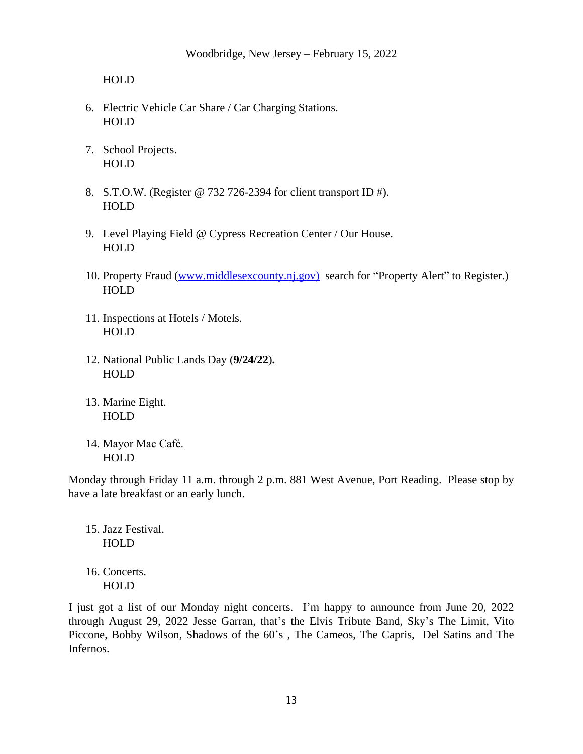HOLD

6. Electric Vehicle Car Share / Car Charging Stations.
   HOLD

7. School Projects.
   HOLD

8. S.T.O.W. (Register @ 732 726-2394 for client transport ID #).
   HOLD

9. Level Playing Field @ Cypress Recreation Center / Our House.
   HOLD

10. Property Fraud (www.middlesexcounty.nj.gov) search for "Property Alert" to Register.)
    HOLD

11. Inspections at Hotels / Motels.
    HOLD

12. National Public Lands Day (**9/24/22**)**.**
    HOLD

13. Marine Eight.
    HOLD

14. Mayor Mac Café.
    HOLD

Monday through Friday 11 a.m. through 2 p.m. 881 West Avenue, Port Reading. Please stop by have a late breakfast or an early lunch.

15. Jazz Festival.
    HOLD

16. Concerts.
    HOLD

I just got a list of our Monday night concerts. I'm happy to announce from June 20, 2022 through August 29, 2022 Jesse Garran, that's the Elvis Tribute Band, Sky's The Limit, Vito Piccone, Bobby Wilson, Shadows of the 60's , The Cameos, The Capris, Del Satins and The Infernos.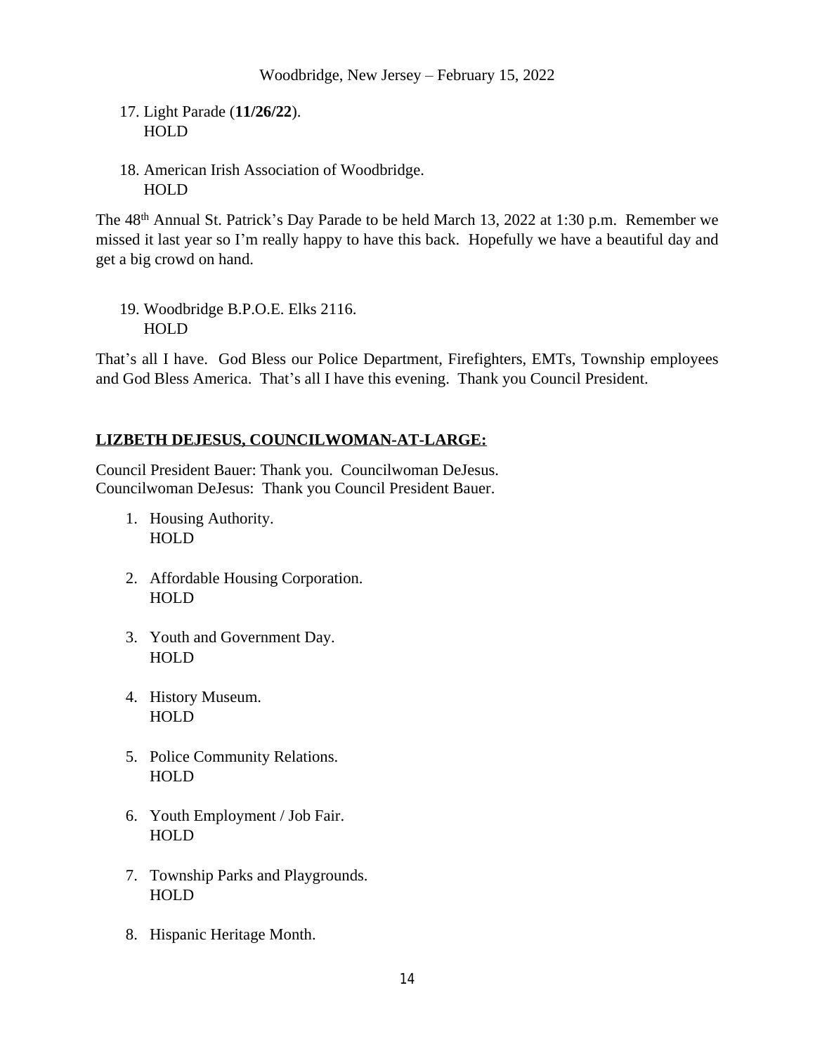17. Light Parade (**11/26/22**).
    HOLD

18. American Irish Association of Woodbridge.
    HOLD

The 48th Annual St. Patrick's Day Parade to be held March 13, 2022 at 1:30 p.m. Remember we missed it last year so I'm really happy to have this back. Hopefully we have a beautiful day and get a big crowd on hand.

19. Woodbridge B.P.O.E. Elks 2116.
    HOLD

That's all I have. God Bless our Police Department, Firefighters, EMTs, Township employees and God Bless America. That's all I have this evening. Thank you Council President.

**LIZBETH DEJESUS, COUNCILWOMAN-AT-LARGE:**

Council President Bauer: Thank you. Councilwoman DeJesus.
Councilwoman DeJesus: Thank you Council President Bauer.

1. Housing Authority.
   HOLD

2. Affordable Housing Corporation.
   HOLD

3. Youth and Government Day.
   HOLD

4. History Museum.
   HOLD

5. Police Community Relations.
   HOLD

6. Youth Employment / Job Fair.
   HOLD

7. Township Parks and Playgrounds.
   HOLD

8. Hispanic Heritage Month.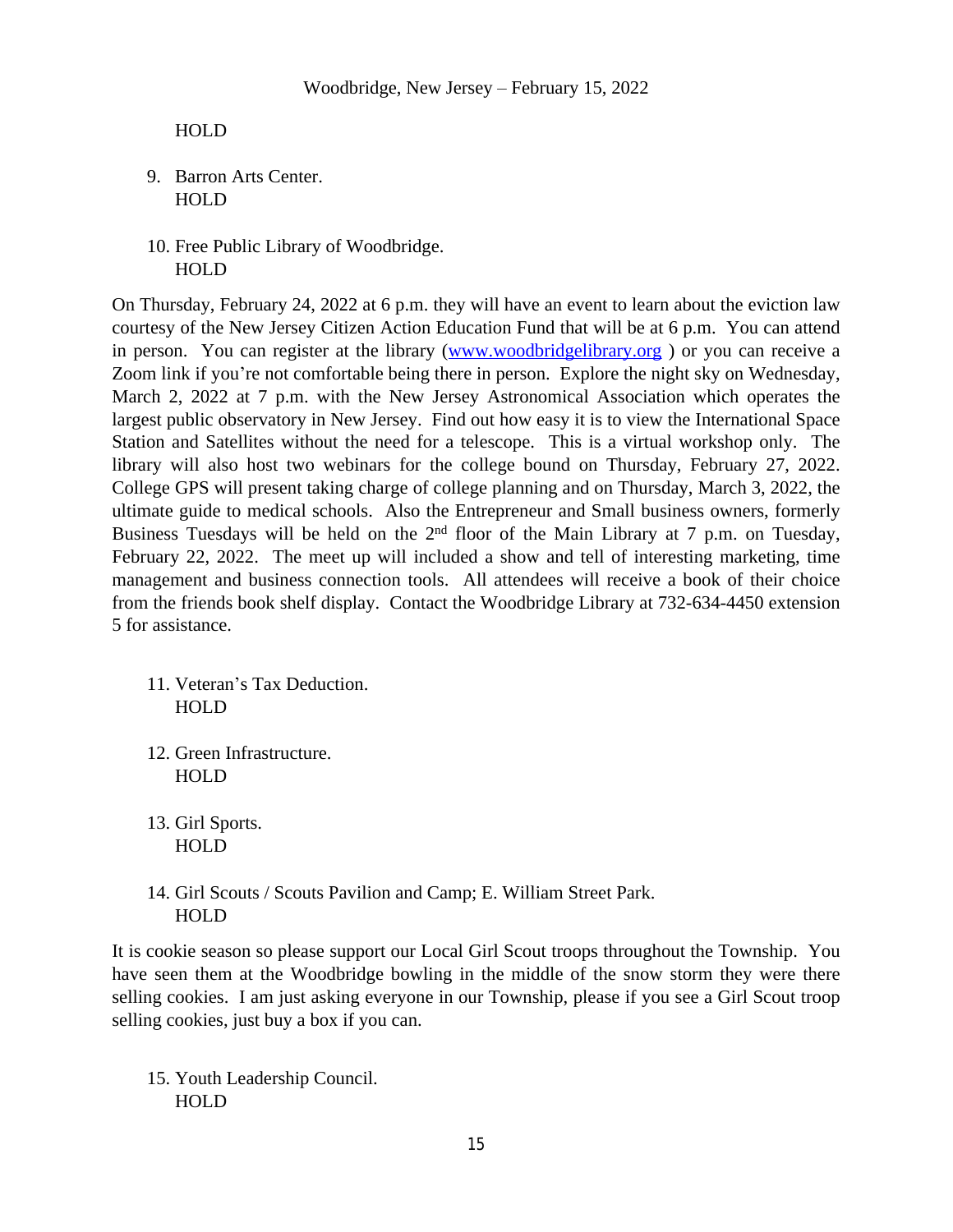HOLD

9. Barron Arts Center.
   HOLD

10. Free Public Library of Woodbridge.
    HOLD

On Thursday, February 24, 2022 at 6 p.m. they will have an event to learn about the eviction law courtesy of the New Jersey Citizen Action Education Fund that will be at 6 p.m. You can attend in person. You can register at the library (www.woodbridgelibrary.org ) or you can receive a Zoom link if you're not comfortable being there in person. Explore the night sky on Wednesday, March 2, 2022 at 7 p.m. with the New Jersey Astronomical Association which operates the largest public observatory in New Jersey. Find out how easy it is to view the International Space Station and Satellites without the need for a telescope. This is a virtual workshop only. The library will also host two webinars for the college bound on Thursday, February 27, 2022. College GPS will present taking charge of college planning and on Thursday, March 3, 2022, the ultimate guide to medical schools. Also the Entrepreneur and Small business owners, formerly Business Tuesdays will be held on the 2nd floor of the Main Library at 7 p.m. on Tuesday, February 22, 2022. The meet up will included a show and tell of interesting marketing, time management and business connection tools. All attendees will receive a book of their choice from the friends book shelf display. Contact the Woodbridge Library at 732-634-4450 extension 5 for assistance.

11. Veteran's Tax Deduction.
    HOLD

12. Green Infrastructure.
    HOLD

13. Girl Sports.
    HOLD

14. Girl Scouts / Scouts Pavilion and Camp; E. William Street Park.
    HOLD

It is cookie season so please support our Local Girl Scout troops throughout the Township. You have seen them at the Woodbridge bowling in the middle of the snow storm they were there selling cookies. I am just asking everyone in our Township, please if you see a Girl Scout troop selling cookies, just buy a box if you can.

15. Youth Leadership Council.
    HOLD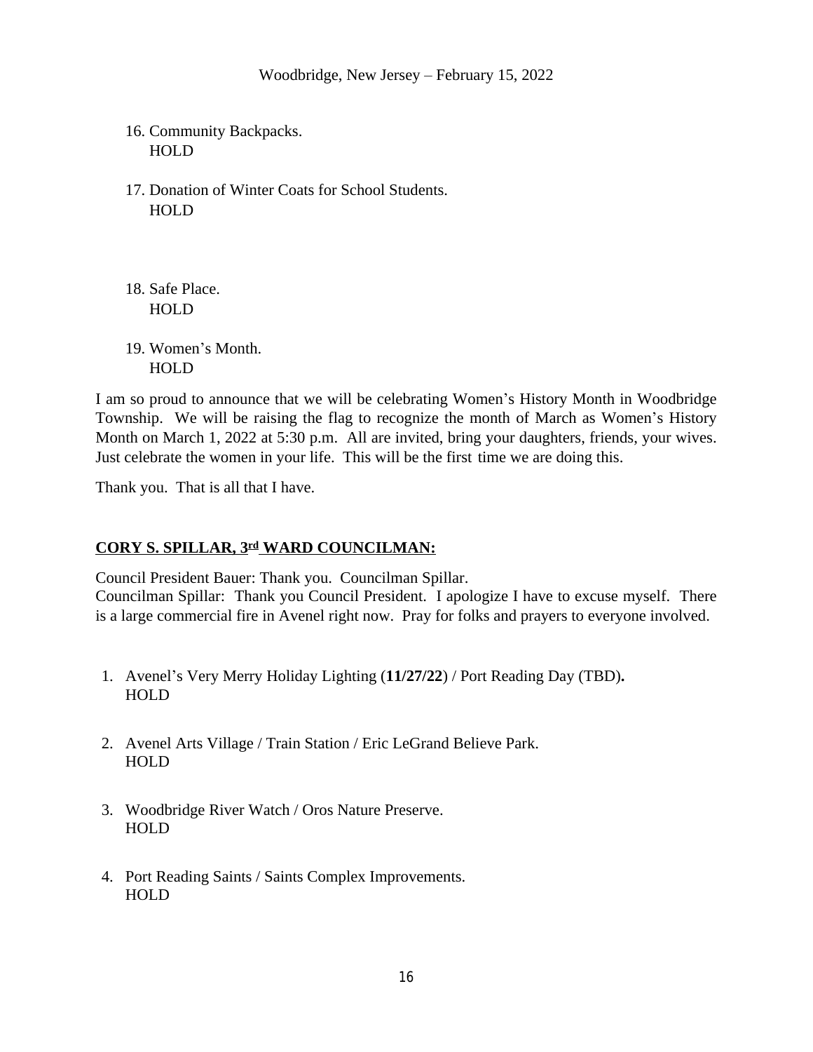16. Community Backpacks.
    HOLD

17. Donation of Winter Coats for School Students.
    HOLD

18. Safe Place.
    HOLD

19. Women's Month.
    HOLD

I am so proud to announce that we will be celebrating Women's History Month in Woodbridge Township. We will be raising the flag to recognize the month of March as Women's History Month on March 1, 2022 at 5:30 p.m. All are invited, bring your daughters, friends, your wives. Just celebrate the women in your life. This will be the first time we are doing this.

Thank you. That is all that I have.

**<u>CORY S. SPILLAR, 3rd WARD COUNCILMAN:</u>**

Council President Bauer: Thank you. Councilman Spillar.
Councilman Spillar: Thank you Council President. I apologize I have to excuse myself. There is a large commercial fire in Avenel right now. Pray for folks and prayers to everyone involved.

1. Avenel's Very Merry Holiday Lighting (**11/27/22**) / Port Reading Day (TBD)**.**
   HOLD

2. Avenel Arts Village / Train Station / Eric LeGrand Believe Park.
   HOLD

3. Woodbridge River Watch / Oros Nature Preserve.
   HOLD

4. Port Reading Saints / Saints Complex Improvements.
   HOLD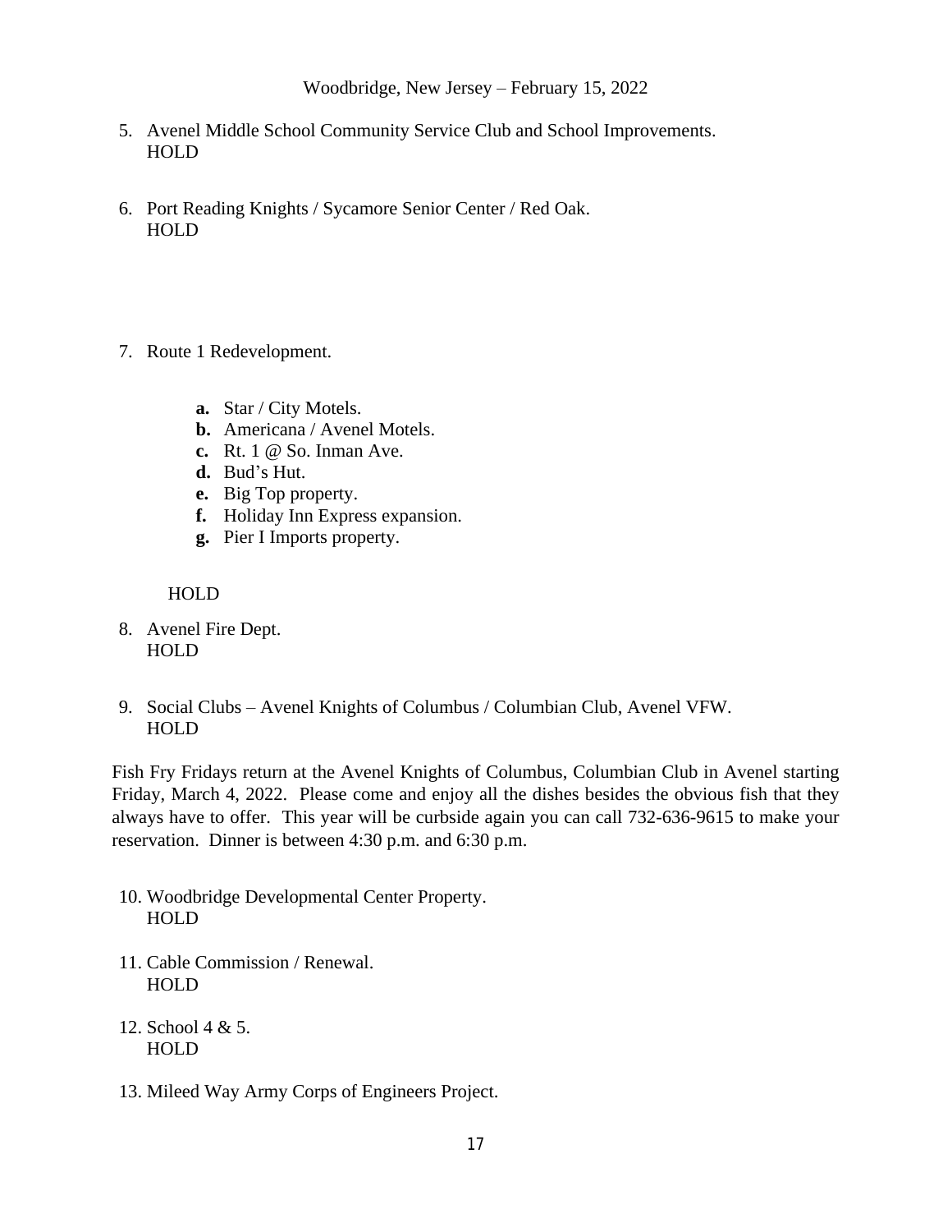5. Avenel Middle School Community Service Club and School Improvements.
   HOLD

6. Port Reading Knights / Sycamore Senior Center / Red Oak.
   HOLD

7. Route 1 Redevelopment.

   **a.** Star / City Motels.
   **b.** Americana / Avenel Motels.
   **c.** Rt. 1 @ So. Inman Ave.
   **d.** Bud's Hut.
   **e.** Big Top property.
   **f.** Holiday Inn Express expansion.
   **g.** Pier I Imports property.

   HOLD

8. Avenel Fire Dept.
   HOLD

9. Social Clubs – Avenel Knights of Columbus / Columbian Club, Avenel VFW.
   HOLD

Fish Fry Fridays return at the Avenel Knights of Columbus, Columbian Club in Avenel starting Friday, March 4, 2022. Please come and enjoy all the dishes besides the obvious fish that they always have to offer. This year will be curbside again you can call 732-636-9615 to make your reservation. Dinner is between 4:30 p.m. and 6:30 p.m.

10. Woodbridge Developmental Center Property.
    HOLD

11. Cable Commission / Renewal.
    HOLD

12. School 4 & 5.
    HOLD

13. Mileed Way Army Corps of Engineers Project.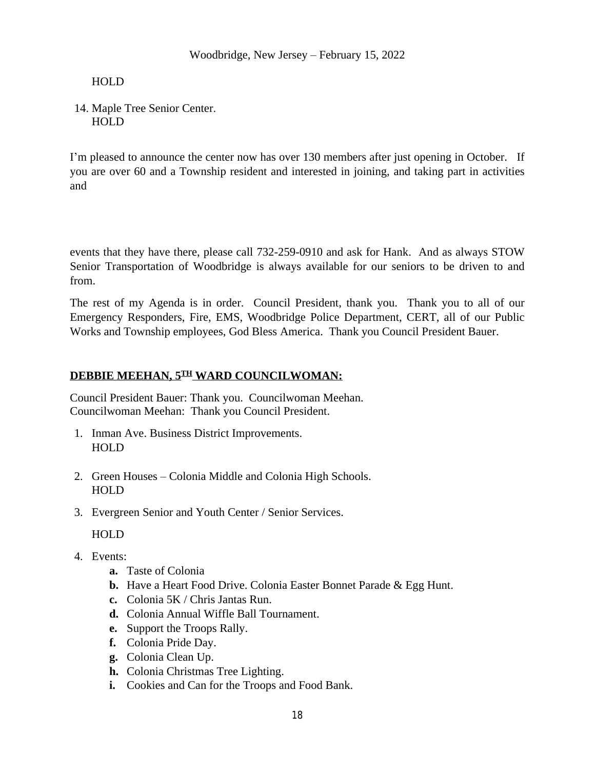HOLD

14. Maple Tree Senior Center.
    HOLD

I'm pleased to announce the center now has over 130 members after just opening in October. If you are over 60 and a Township resident and interested in joining, and taking part in activities and

events that they have there, please call 732-259-0910 and ask for Hank. And as always STOW Senior Transportation of Woodbridge is always available for our seniors to be driven to and from.

The rest of my Agenda is in order. Council President, thank you. Thank you to all of our Emergency Responders, Fire, EMS, Woodbridge Police Department, CERT, all of our Public Works and Township employees, God Bless America. Thank you Council President Bauer.

**DEBBIE MEEHAN, 5TH WARD COUNCILWOMAN:**

Council President Bauer: Thank you. Councilwoman Meehan.
Councilwoman Meehan: Thank you Council President.

1. Inman Ave. Business District Improvements.
   HOLD

2. Green Houses – Colonia Middle and Colonia High Schools.
   HOLD

3. Evergreen Senior and Youth Center / Senior Services.

   HOLD

4. Events:
   - **a.** Taste of Colonia
   - **b.** Have a Heart Food Drive. Colonia Easter Bonnet Parade & Egg Hunt.
   - **c.** Colonia 5K / Chris Jantas Run.
   - **d.** Colonia Annual Wiffle Ball Tournament.
   - **e.** Support the Troops Rally.
   - **f.** Colonia Pride Day.
   - **g.** Colonia Clean Up.
   - **h.** Colonia Christmas Tree Lighting.
   - **i.** Cookies and Can for the Troops and Food Bank.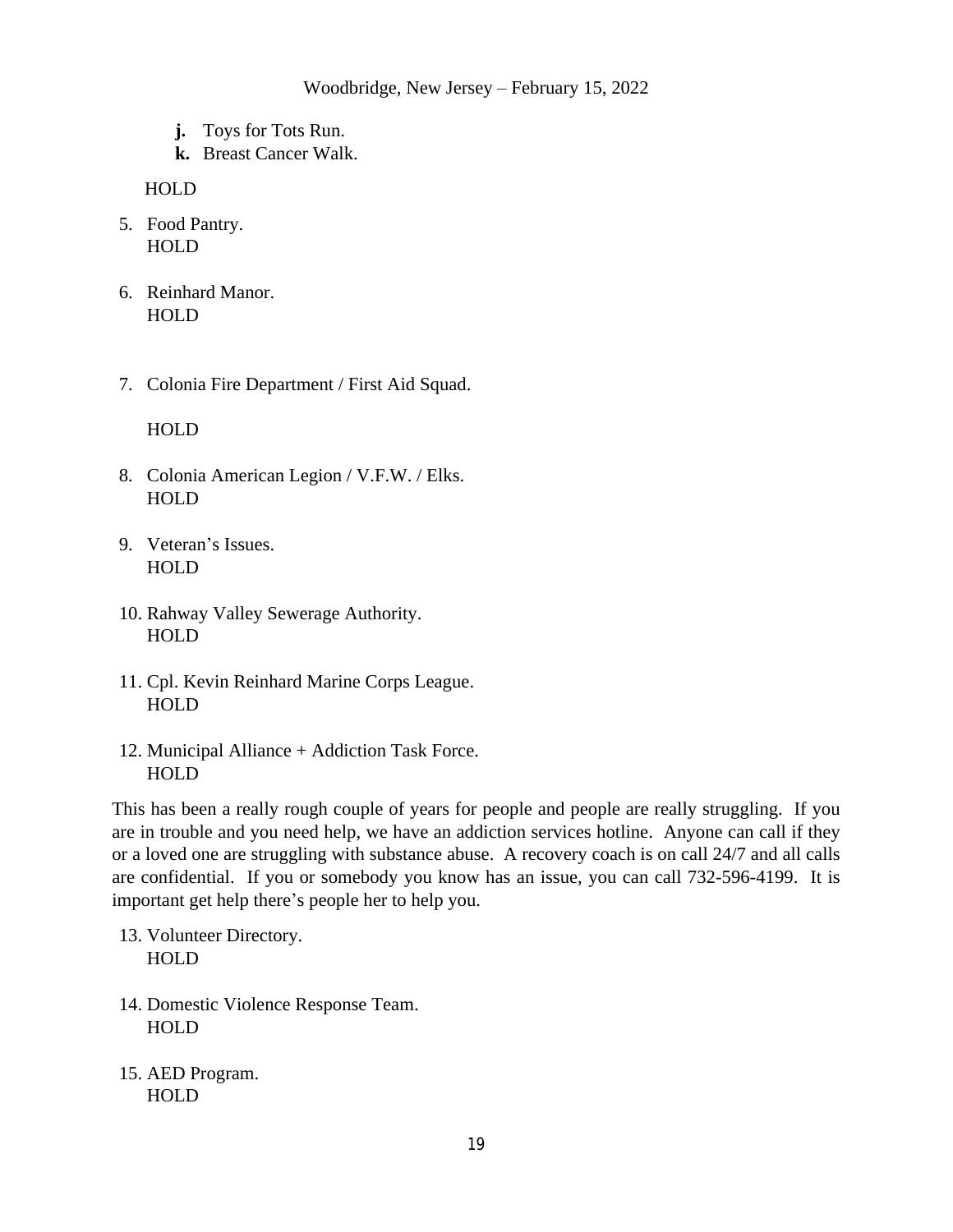**j.** Toys for Tots Run.
**k.** Breast Cancer Walk.

HOLD

5. Food Pantry.
   HOLD

6. Reinhard Manor.
   HOLD

7. Colonia Fire Department / First Aid Squad.

   HOLD

8. Colonia American Legion / V.F.W. / Elks.
   HOLD

9. Veteran's Issues.
   HOLD

10. Rahway Valley Sewerage Authority.
    HOLD

11. Cpl. Kevin Reinhard Marine Corps League.
    HOLD

12. Municipal Alliance + Addiction Task Force.
    HOLD

This has been a really rough couple of years for people and people are really struggling. If you are in trouble and you need help, we have an addiction services hotline. Anyone can call if they or a loved one are struggling with substance abuse. A recovery coach is on call 24/7 and all calls are confidential. If you or somebody you know has an issue, you can call 732-596-4199. It is important get help there's people her to help you.

13. Volunteer Directory.
    HOLD

14. Domestic Violence Response Team.
    HOLD

15. AED Program.
    HOLD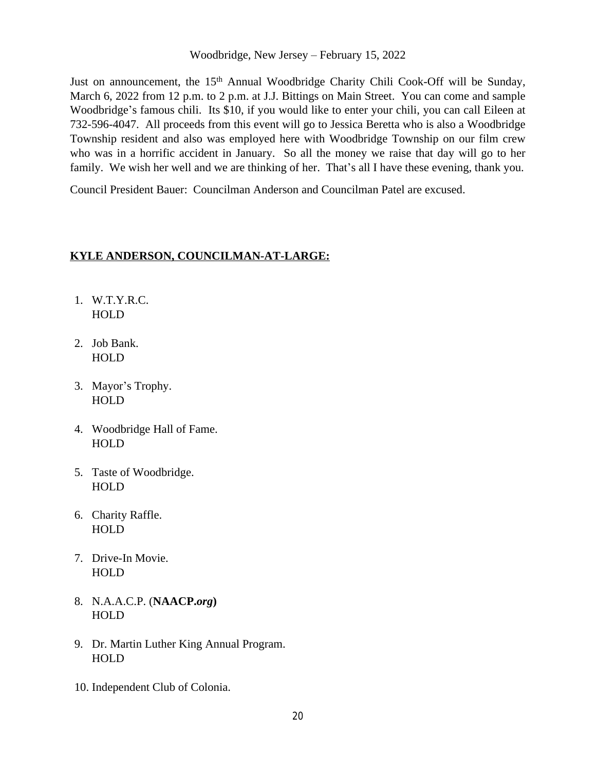Just on announcement, the 15th Annual Woodbridge Charity Chili Cook-Off will be Sunday, March 6, 2022 from 12 p.m. to 2 p.m. at J.J. Bittings on Main Street. You can come and sample Woodbridge's famous chili. Its $10, if you would like to enter your chili, you can call Eileen at 732-596-4047. All proceeds from this event will go to Jessica Beretta who is also a Woodbridge Township resident and also was employed here with Woodbridge Township on our film crew who was in a horrific accident in January. So all the money we raise that day will go to her family. We wish her well and we are thinking of her. That's all I have these evening, thank you.

Council President Bauer: Councilman Anderson and Councilman Patel are excused.

**KYLE ANDERSON, COUNCILMAN-AT-LARGE:**

1. W.T.Y.R.C.
   HOLD

2. Job Bank.
   HOLD

3. Mayor's Trophy.
   HOLD

4. Woodbridge Hall of Fame.
   HOLD

5. Taste of Woodbridge.
   HOLD

6. Charity Raffle.
   HOLD

7. Drive-In Movie.
   HOLD

8. N.A.A.C.P. (**NAACP.*org***)
   HOLD

9. Dr. Martin Luther King Annual Program.
   HOLD

10. Independent Club of Colonia.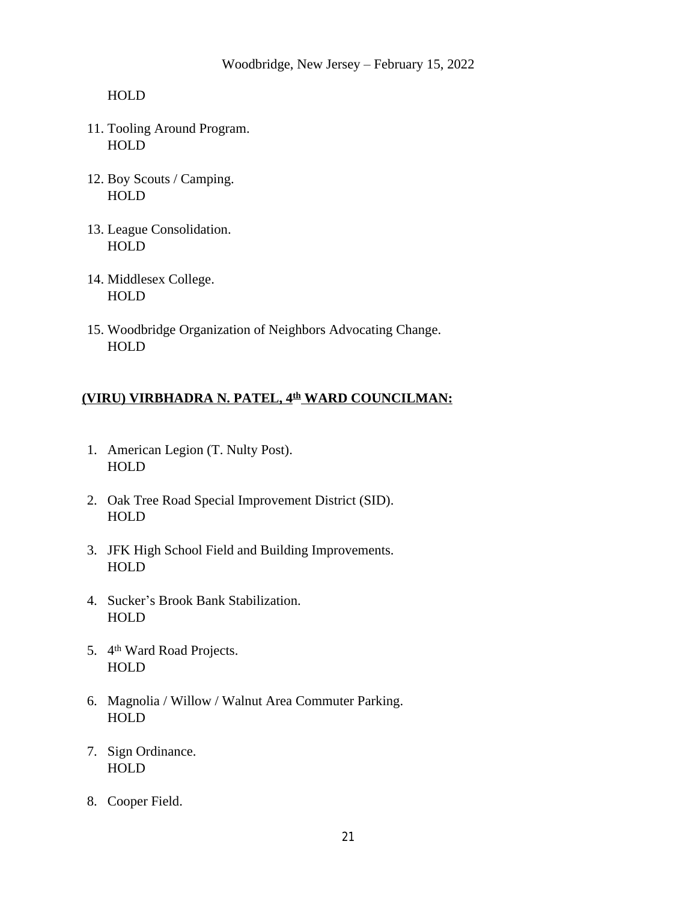HOLD

11. Tooling Around Program.
    HOLD

12. Boy Scouts / Camping.
    HOLD

13. League Consolidation.
    HOLD

14. Middlesex College.
    HOLD

15. Woodbridge Organization of Neighbors Advocating Change.
    HOLD

**(VIRU) VIRBHADRA N. PATEL, 4th WARD COUNCILMAN:**

1. American Legion (T. Nulty Post).
   HOLD

2. Oak Tree Road Special Improvement District (SID).
   HOLD

3. JFK High School Field and Building Improvements.
   HOLD

4. Sucker's Brook Bank Stabilization.
   HOLD

5. 4th Ward Road Projects.
   HOLD

6. Magnolia / Willow / Walnut Area Commuter Parking.
   HOLD

7. Sign Ordinance.
   HOLD

8. Cooper Field.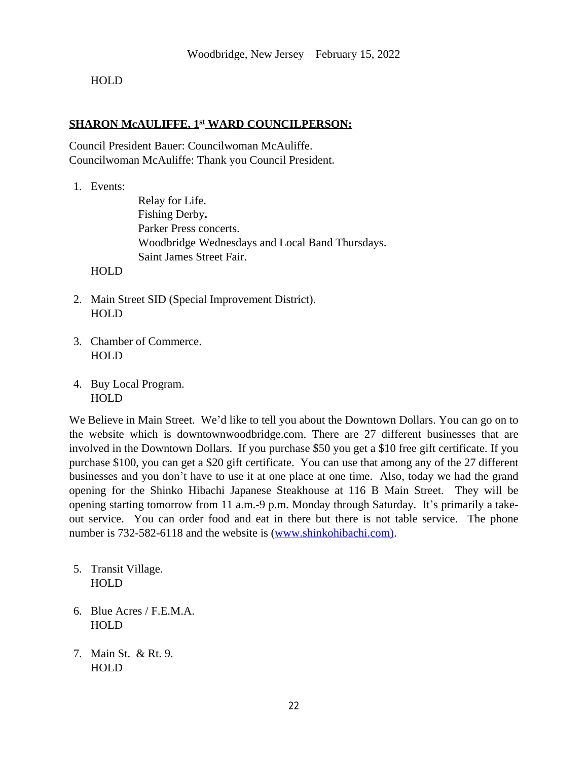HOLD

**SHARON McAULIFFE, 1st WARD COUNCILPERSON:**

Council President Bauer: Councilwoman McAuliffe.
Councilwoman McAuliffe: Thank you Council President.

1. Events:

    Relay for Life.
    Fishing Derby**.**
    Parker Press concerts.
    Woodbridge Wednesdays and Local Band Thursdays.
    Saint James Street Fair.

    HOLD

2. Main Street SID (Special Improvement District).
    HOLD

3. Chamber of Commerce.
    HOLD

4. Buy Local Program.
    HOLD

We Believe in Main Street. We'd like to tell you about the Downtown Dollars. You can go on to the website which is downtownwoodbridge.com. There are 27 different businesses that are involved in the Downtown Dollars. If you purchase $50 you get a $10 free gift certificate. If you purchase $100, you can get a $20 gift certificate. You can use that among any of the 27 different businesses and you don't have to use it at one place at one time. Also, today we had the grand opening for the Shinko Hibachi Japanese Steakhouse at 116 B Main Street. They will be opening starting tomorrow from 11 a.m.-9 p.m. Monday through Saturday. It's primarily a take-out service. You can order food and eat in there but there is not table service. The phone number is 732-582-6118 and the website is (www.shinkohibachi.com).

5. Transit Village.
    HOLD

6. Blue Acres / F.E.M.A.
    HOLD

7. Main St. & Rt. 9.
    HOLD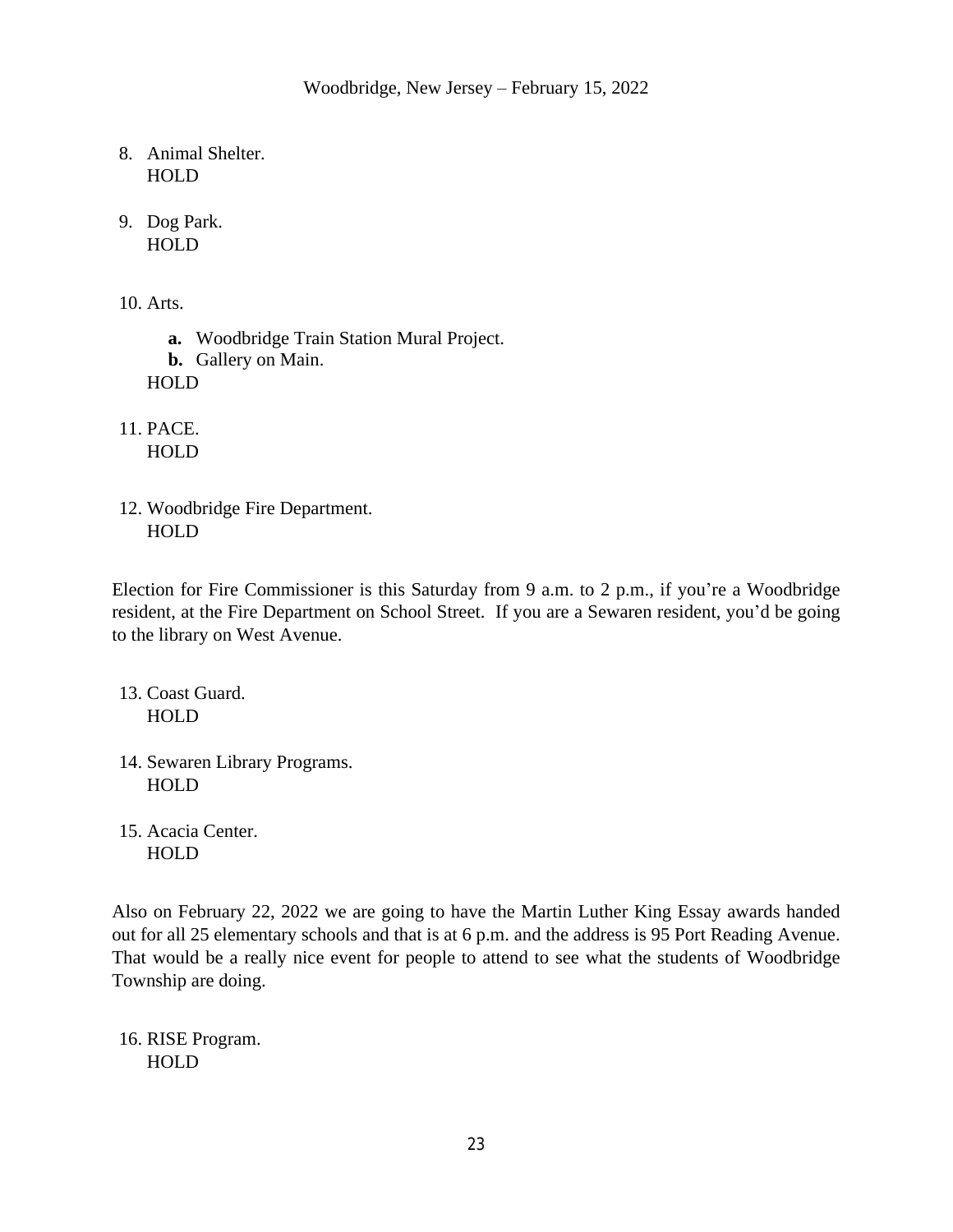8. Animal Shelter.
   HOLD

9. Dog Park.
   HOLD

10. Arts.

    **a.** Woodbridge Train Station Mural Project.
    **b.** Gallery on Main.

    HOLD

11. PACE.
    HOLD

12. Woodbridge Fire Department.
    HOLD

Election for Fire Commissioner is this Saturday from 9 a.m. to 2 p.m., if you're a Woodbridge resident, at the Fire Department on School Street. If you are a Sewaren resident, you'd be going to the library on West Avenue.

13. Coast Guard.
    HOLD

14. Sewaren Library Programs.
    HOLD

15. Acacia Center.
    HOLD

Also on February 22, 2022 we are going to have the Martin Luther King Essay awards handed out for all 25 elementary schools and that is at 6 p.m. and the address is 95 Port Reading Avenue. That would be a really nice event for people to attend to see what the students of Woodbridge Township are doing.

16. RISE Program.
    HOLD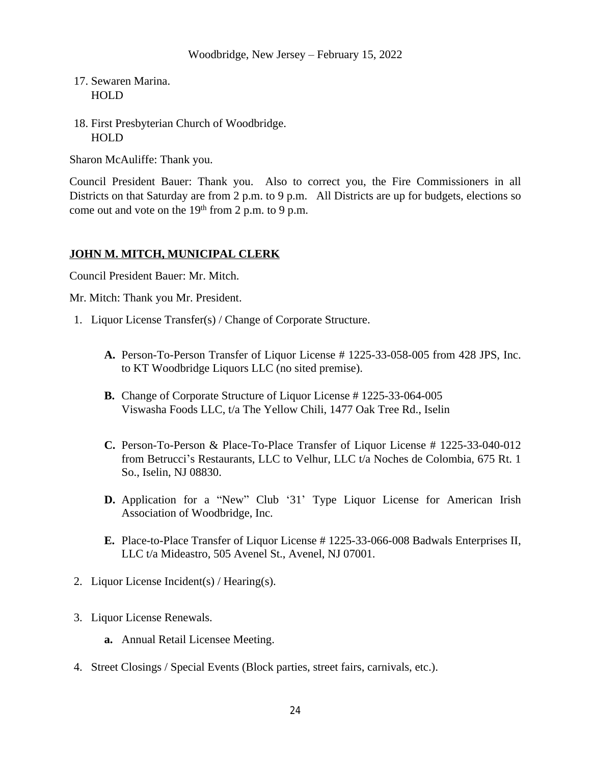17. Sewaren Marina.
    HOLD

18. First Presbyterian Church of Woodbridge.
    HOLD

Sharon McAuliffe: Thank you.

Council President Bauer: Thank you. Also to correct you, the Fire Commissioners in all Districts on that Saturday are from 2 p.m. to 9 p.m. All Districts are up for budgets, elections so come out and vote on the 19th from 2 p.m. to 9 p.m.

## **JOHN M. MITCH, MUNICIPAL CLERK**

Council President Bauer: Mr. Mitch.

Mr. Mitch: Thank you Mr. President.

1. Liquor License Transfer(s) / Change of Corporate Structure.

   **A.** Person-To-Person Transfer of Liquor License # 1225-33-058-005 from 428 JPS, Inc. to KT Woodbridge Liquors LLC (no sited premise).

   **B.** Change of Corporate Structure of Liquor License # 1225-33-064-005 Viswasha Foods LLC, t/a The Yellow Chili, 1477 Oak Tree Rd., Iselin

   **C.** Person-To-Person & Place-To-Place Transfer of Liquor License # 1225-33-040-012 from Betrucci's Restaurants, LLC to Velhur, LLC t/a Noches de Colombia, 675 Rt. 1 So., Iselin, NJ 08830.

   **D.** Application for a "New" Club '31' Type Liquor License for American Irish Association of Woodbridge, Inc.

   **E.** Place-to-Place Transfer of Liquor License # 1225-33-066-008 Badwals Enterprises II, LLC t/a Mideastro, 505 Avenel St., Avenel, NJ 07001.

2. Liquor License Incident(s) / Hearing(s).

3. Liquor License Renewals.

   **a.** Annual Retail Licensee Meeting.

4. Street Closings / Special Events (Block parties, street fairs, carnivals, etc.).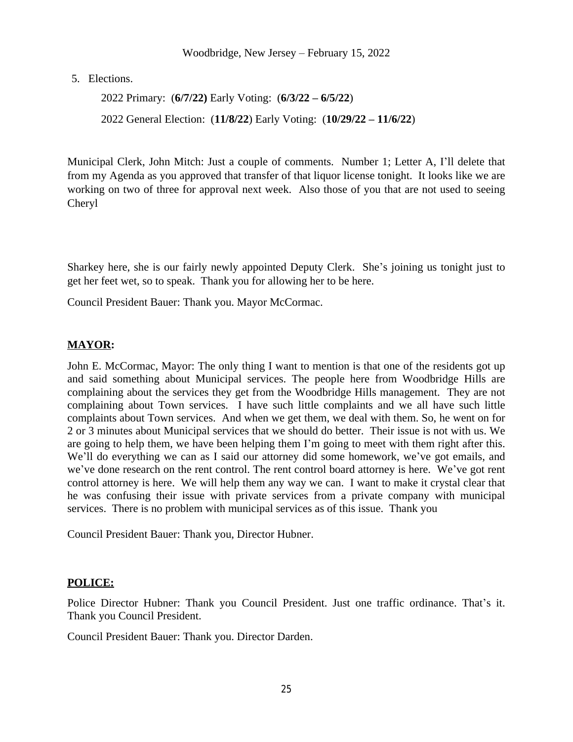5. Elections.

   2022 Primary: (**6/7/22)** Early Voting: (**6/3/22 – 6/5/22**)

   2022 General Election: (**11/8/22**) Early Voting: (**10/29/22 – 11/6/22**)

Municipal Clerk, John Mitch: Just a couple of comments. Number 1; Letter A, I'll delete that from my Agenda as you approved that transfer of that liquor license tonight. It looks like we are working on two of three for approval next week. Also those of you that are not used to seeing Cheryl

Sharkey here, she is our fairly newly appointed Deputy Clerk. She's joining us tonight just to get her feet wet, so to speak. Thank you for allowing her to be here.

Council President Bauer: Thank you. Mayor McCormac.

**MAYOR:**

John E. McCormac, Mayor: The only thing I want to mention is that one of the residents got up and said something about Municipal services. The people here from Woodbridge Hills are complaining about the services they get from the Woodbridge Hills management. They are not complaining about Town services. I have such little complaints and we all have such little complaints about Town services. And when we get them, we deal with them. So, he went on for 2 or 3 minutes about Municipal services that we should do better. Their issue is not with us. We are going to help them, we have been helping them I'm going to meet with them right after this. We'll do everything we can as I said our attorney did some homework, we've got emails, and we've done research on the rent control. The rent control board attorney is here. We've got rent control attorney is here. We will help them any way we can. I want to make it crystal clear that he was confusing their issue with private services from a private company with municipal services. There is no problem with municipal services as of this issue. Thank you

Council President Bauer: Thank you, Director Hubner.

**POLICE:**

Police Director Hubner: Thank you Council President. Just one traffic ordinance. That's it. Thank you Council President.

Council President Bauer: Thank you. Director Darden.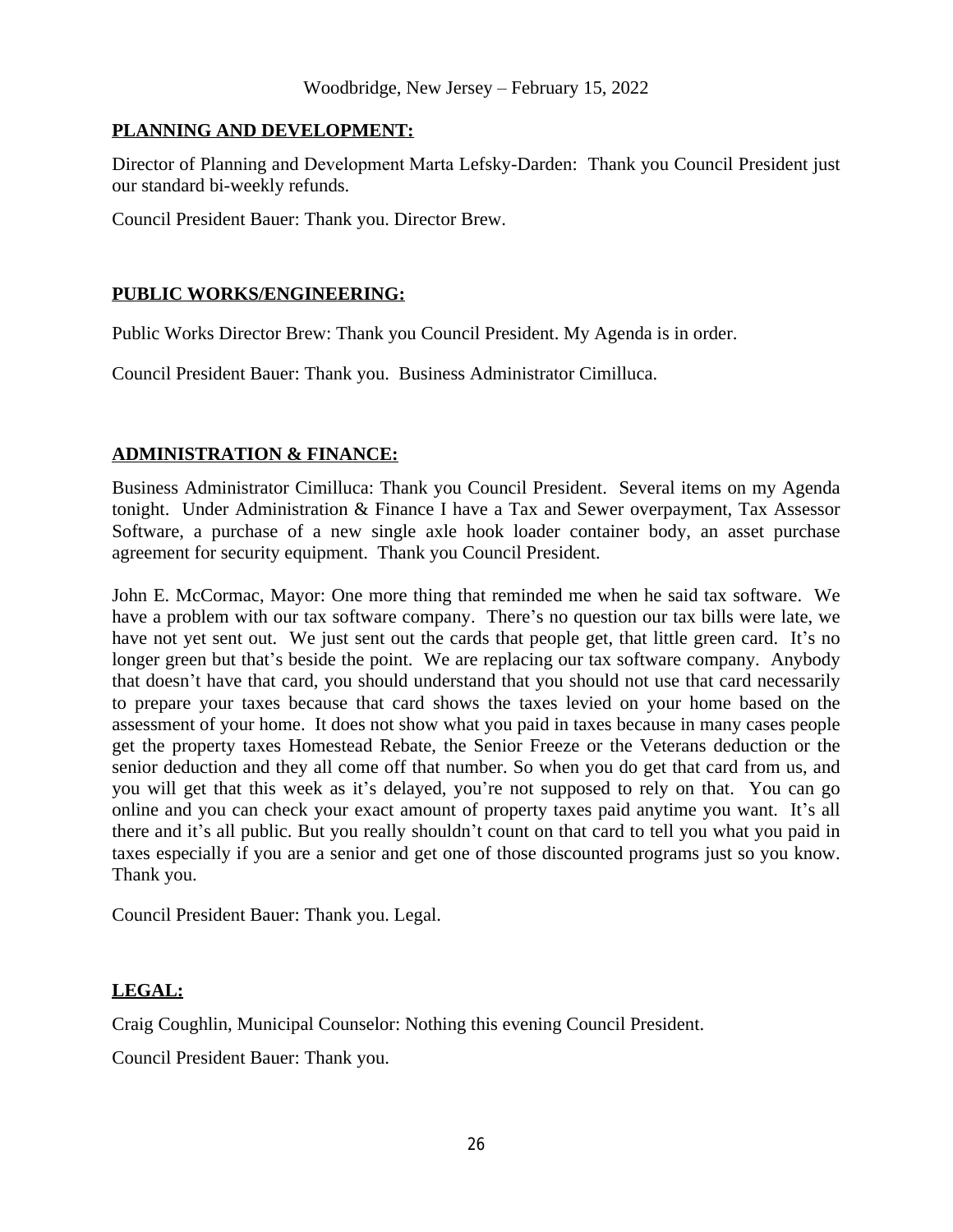## PLANNING AND DEVELOPMENT:

Director of Planning and Development Marta Lefsky-Darden: Thank you Council President just our standard bi-weekly refunds.

Council President Bauer: Thank you. Director Brew.

## PUBLIC WORKS/ENGINEERING:

Public Works Director Brew: Thank you Council President. My Agenda is in order.

Council President Bauer: Thank you. Business Administrator Cimilluca.

## ADMINISTRATION & FINANCE:

Business Administrator Cimilluca: Thank you Council President. Several items on my Agenda tonight. Under Administration & Finance I have a Tax and Sewer overpayment, Tax Assessor Software, a purchase of a new single axle hook loader container body, an asset purchase agreement for security equipment. Thank you Council President.

John E. McCormac, Mayor: One more thing that reminded me when he said tax software. We have a problem with our tax software company. There's no question our tax bills were late, we have not yet sent out. We just sent out the cards that people get, that little green card. It's no longer green but that's beside the point. We are replacing our tax software company. Anybody that doesn't have that card, you should understand that you should not use that card necessarily to prepare your taxes because that card shows the taxes levied on your home based on the assessment of your home. It does not show what you paid in taxes because in many cases people get the property taxes Homestead Rebate, the Senior Freeze or the Veterans deduction or the senior deduction and they all come off that number. So when you do get that card from us, and you will get that this week as it's delayed, you're not supposed to rely on that. You can go online and you can check your exact amount of property taxes paid anytime you want. It's all there and it's all public. But you really shouldn't count on that card to tell you what you paid in taxes especially if you are a senior and get one of those discounted programs just so you know. Thank you.

Council President Bauer: Thank you. Legal.

## LEGAL:

Craig Coughlin, Municipal Counselor: Nothing this evening Council President.

Council President Bauer: Thank you.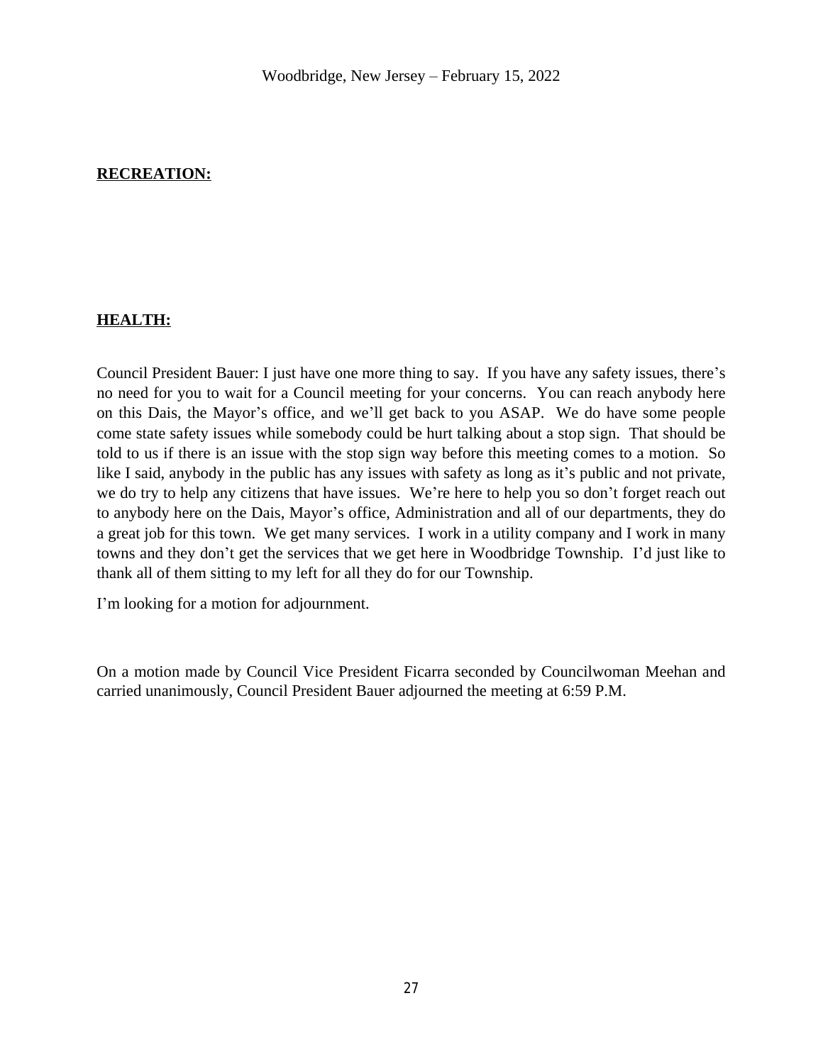**RECREATION:**

**HEALTH:**

Council President Bauer: I just have one more thing to say. If you have any safety issues, there's no need for you to wait for a Council meeting for your concerns. You can reach anybody here on this Dais, the Mayor's office, and we'll get back to you ASAP. We do have some people come state safety issues while somebody could be hurt talking about a stop sign. That should be told to us if there is an issue with the stop sign way before this meeting comes to a motion. So like I said, anybody in the public has any issues with safety as long as it's public and not private, we do try to help any citizens that have issues. We're here to help you so don't forget reach out to anybody here on the Dais, Mayor's office, Administration and all of our departments, they do a great job for this town. We get many services. I work in a utility company and I work in many towns and they don't get the services that we get here in Woodbridge Township. I'd just like to thank all of them sitting to my left for all they do for our Township.

I'm looking for a motion for adjournment.

On a motion made by Council Vice President Ficarra seconded by Councilwoman Meehan and carried unanimously, Council President Bauer adjourned the meeting at 6:59 P.M.